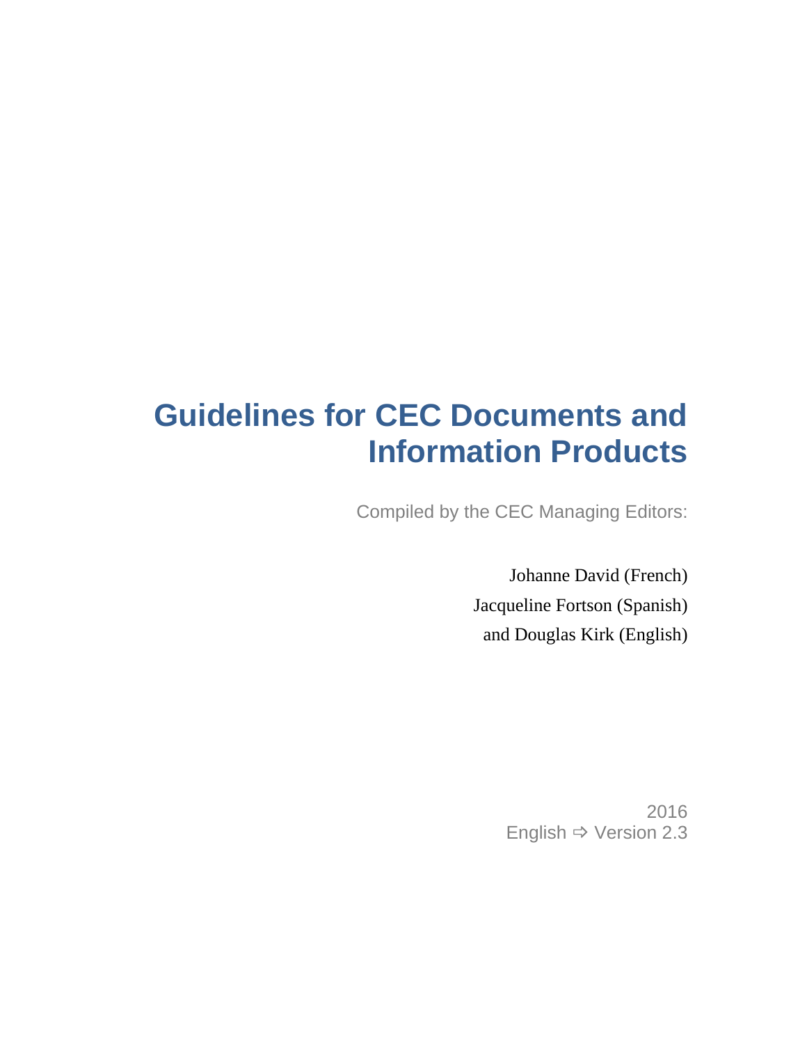# Guidelines for CEC Documents and Information Products

Compiled by the CEC Managing Editors:

Johanne David (French)

Jacqueline Fortson (Spanish)

and Douglas Kirk (English)

2016

English ⇨ Version 2.3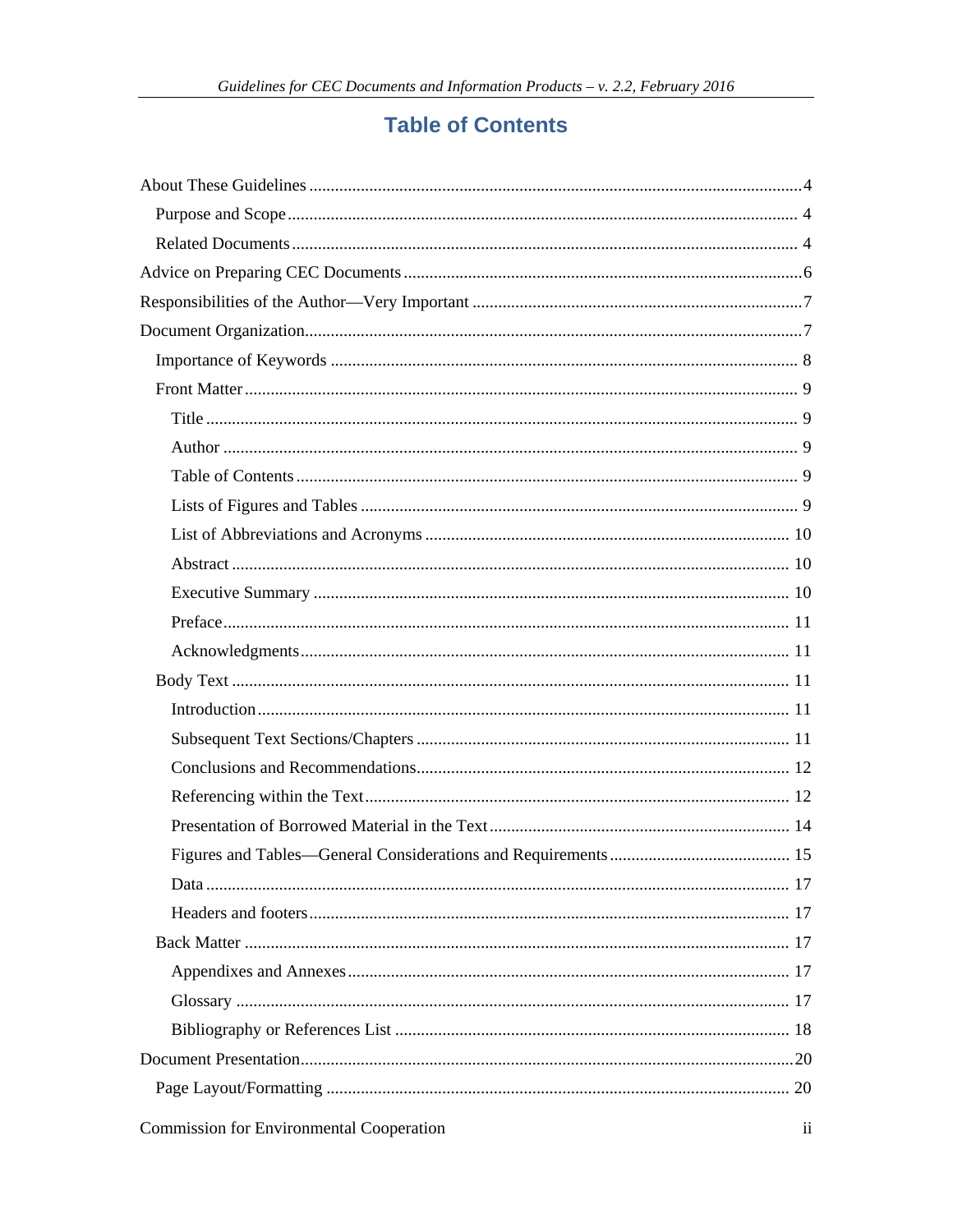# Table of Contents

- About These Guidelines ... 4
  - Purpose and Scope ... 4
  - Related Documents ... 4
- Advice on Preparing CEC Documents ... 6
- Responsibilities of the Author—Very Important ... 7
- Document Organization ... 7
  - Importance of Keywords ... 8
  - Front Matter ... 9
    - Title ... 9
    - Author ... 9
    - Table of Contents ... 9
    - Lists of Figures and Tables ... 9
    - List of Abbreviations and Acronyms ... 10
    - Abstract ... 10
    - Executive Summary ... 10
    - Preface ... 11
    - Acknowledgments ... 11
  - Body Text ... 11
    - Introduction ... 11
    - Subsequent Text Sections/Chapters ... 11
    - Conclusions and Recommendations ... 12
    - Referencing within the Text ... 12
    - Presentation of Borrowed Material in the Text ... 14
    - Figures and Tables—General Considerations and Requirements ... 15
    - Data ... 17
    - Headers and footers ... 17
  - Back Matter ... 17
    - Appendixes and Annexes ... 17
    - Glossary ... 17
    - Bibliography or References List ... 18
- Document Presentation ... 20
  - Page Layout/Formatting ... 20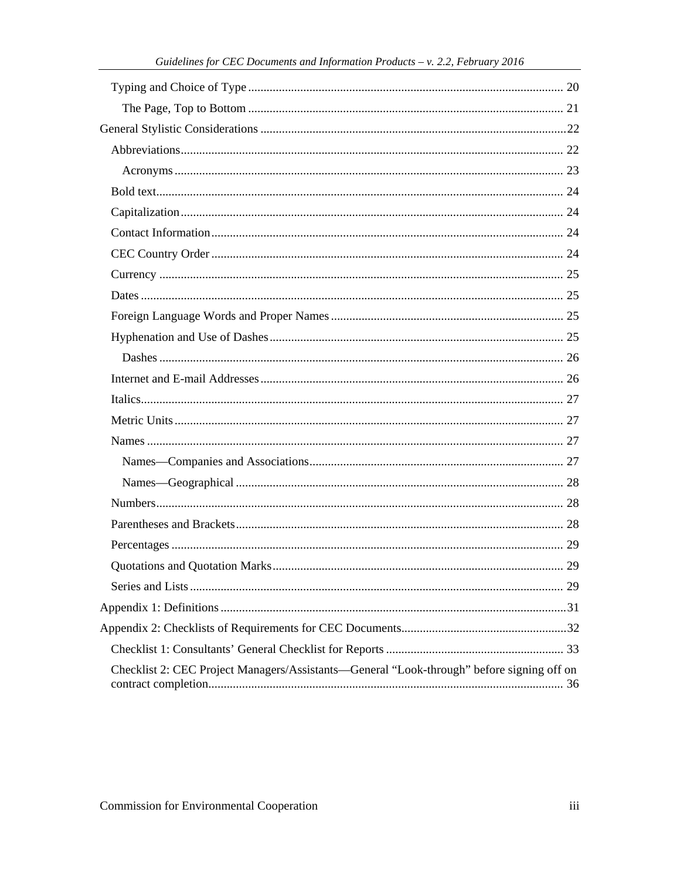- Typing and Choice of Type ... 20
  - The Page, Top to Bottom ... 21
- General Stylistic Considerations ... 22
  - Abbreviations ... 22
    - Acronyms ... 23
  - Bold text ... 24
  - Capitalization ... 24
  - Contact Information ... 24
  - CEC Country Order ... 24
  - Currency ... 25
  - Dates ... 25
  - Foreign Language Words and Proper Names ... 25
  - Hyphenation and Use of Dashes ... 25
    - Dashes ... 26
  - Internet and E-mail Addresses ... 26
  - Italics ... 27
  - Metric Units ... 27
  - Names ... 27
    - Names—Companies and Associations ... 27
    - Names—Geographical ... 28
  - Numbers ... 28
  - Parentheses and Brackets ... 28
  - Percentages ... 29
  - Quotations and Quotation Marks ... 29
  - Series and Lists ... 29
- Appendix 1: Definitions ... 31
- Appendix 2: Checklists of Requirements for CEC Documents ... 32
  - Checklist 1: Consultants' General Checklist for Reports ... 33
  - Checklist 2: CEC Project Managers/Assistants—General "Look-through" before signing off on contract completion ... 36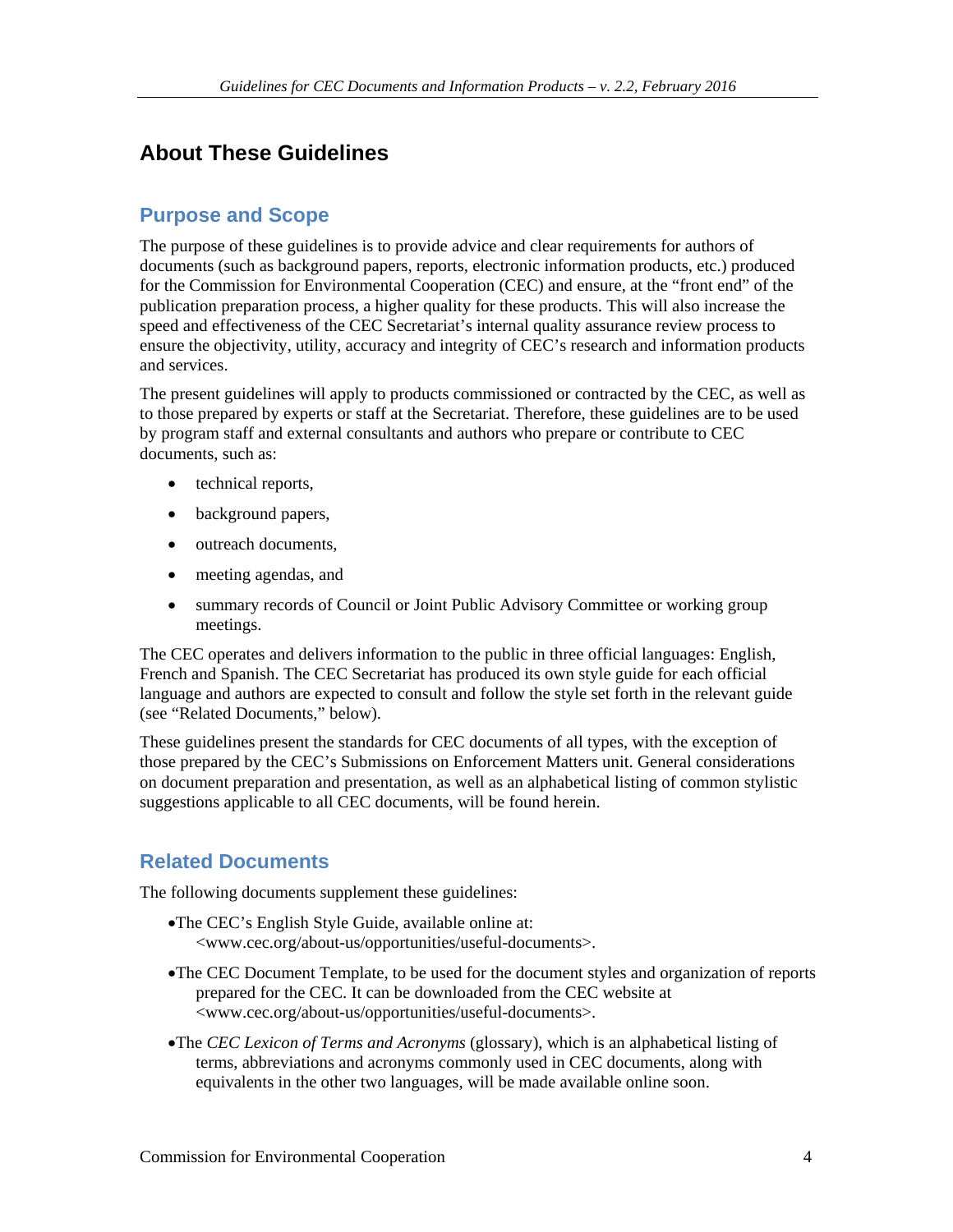# About These Guidelines

## Purpose and Scope

The purpose of these guidelines is to provide advice and clear requirements for authors of documents (such as background papers, reports, electronic information products, etc.) produced for the Commission for Environmental Cooperation (CEC) and ensure, at the "front end" of the publication preparation process, a higher quality for these products. This will also increase the speed and effectiveness of the CEC Secretariat's internal quality assurance review process to ensure the objectivity, utility, accuracy and integrity of CEC's research and information products and services.

The present guidelines will apply to products commissioned or contracted by the CEC, as well as to those prepared by experts or staff at the Secretariat. Therefore, these guidelines are to be used by program staff and external consultants and authors who prepare or contribute to CEC documents, such as:

- technical reports,
- background papers,
- outreach documents,
- meeting agendas, and
- summary records of Council or Joint Public Advisory Committee or working group meetings.

The CEC operates and delivers information to the public in three official languages: English, French and Spanish. The CEC Secretariat has produced its own style guide for each official language and authors are expected to consult and follow the style set forth in the relevant guide (see "Related Documents," below).

These guidelines present the standards for CEC documents of all types, with the exception of those prepared by the CEC's Submissions on Enforcement Matters unit. General considerations on document preparation and presentation, as well as an alphabetical listing of common stylistic suggestions applicable to all CEC documents, will be found herein.

## Related Documents

The following documents supplement these guidelines:

- The CEC's English Style Guide, available online at: <www.cec.org/about-us/opportunities/useful-documents>.
- The CEC Document Template, to be used for the document styles and organization of reports prepared for the CEC. It can be downloaded from the CEC website at <www.cec.org/about-us/opportunities/useful-documents>.
- The *CEC Lexicon of Terms and Acronyms* (glossary), which is an alphabetical listing of terms, abbreviations and acronyms commonly used in CEC documents, along with equivalents in the other two languages, will be made available online soon.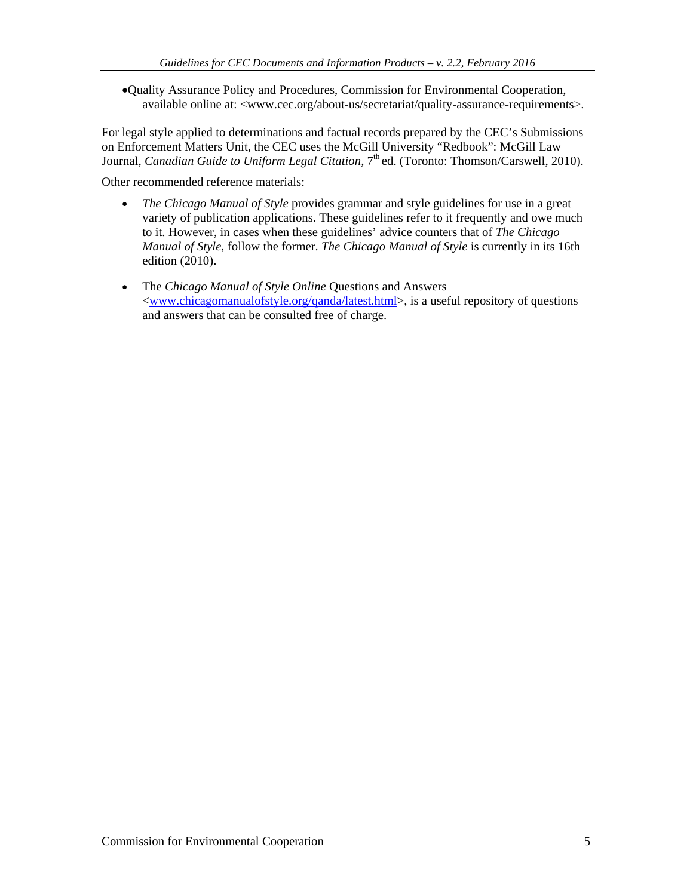- Quality Assurance Policy and Procedures, Commission for Environmental Cooperation, available online at: <www.cec.org/about-us/secretariat/quality-assurance-requirements>.

For legal style applied to determinations and factual records prepared by the CEC's Submissions on Enforcement Matters Unit, the CEC uses the McGill University "Redbook": McGill Law Journal, *Canadian Guide to Uniform Legal Citation,* 7th ed. (Toronto: Thomson/Carswell, 2010).

Other recommended reference materials:

- *The Chicago Manual of Style* provides grammar and style guidelines for use in a great variety of publication applications. These guidelines refer to it frequently and owe much to it. However, in cases when these guidelines' advice counters that of *The Chicago Manual of Style*, follow the former. *The Chicago Manual of Style* is currently in its 16th edition (2010).
- The *Chicago Manual of Style Online* Questions and Answers <www.chicagomanualofstyle.org/qanda/latest.html>, is a useful repository of questions and answers that can be consulted free of charge.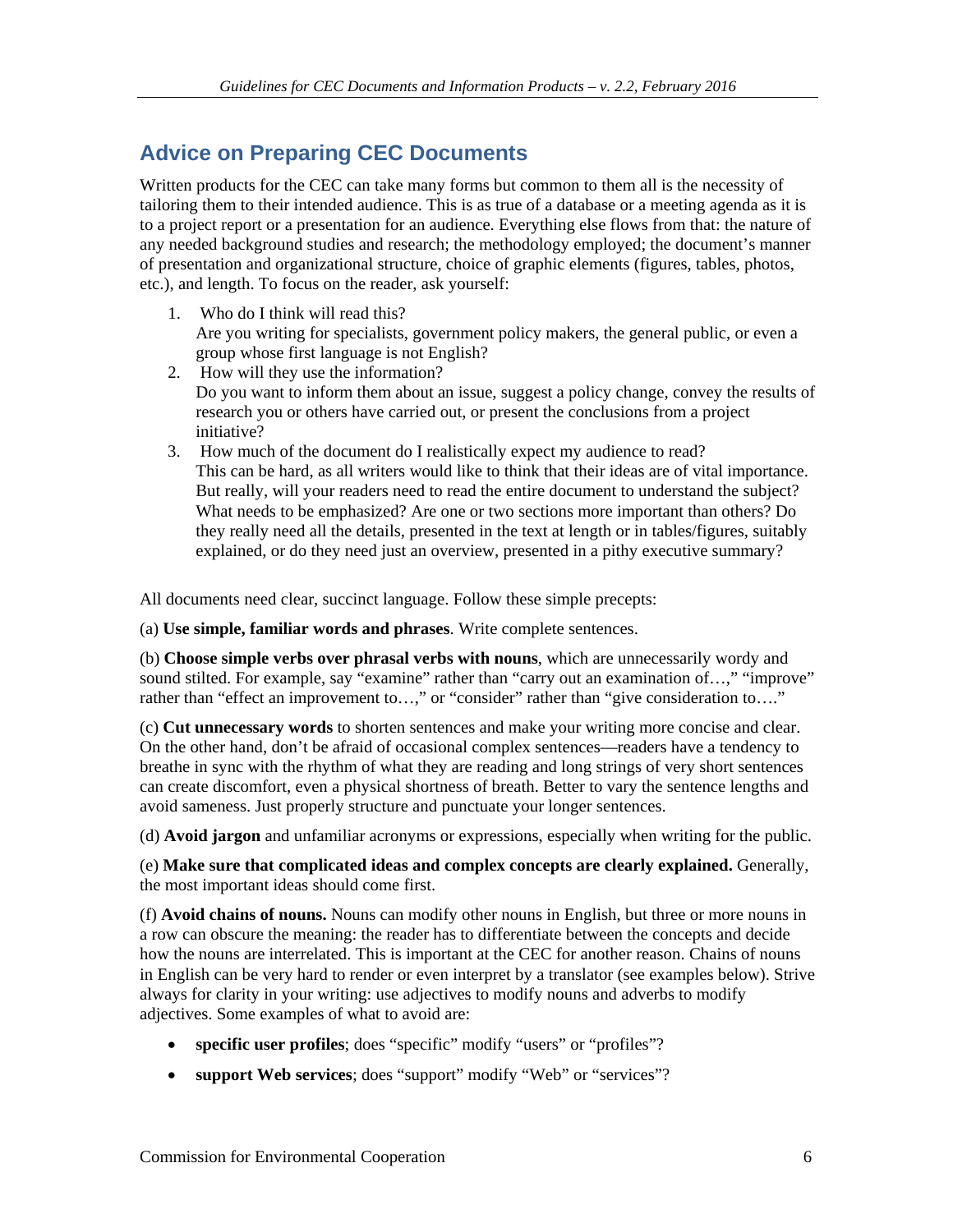## Advice on Preparing CEC Documents

Written products for the CEC can take many forms but common to them all is the necessity of tailoring them to their intended audience. This is as true of a database or a meeting agenda as it is to a project report or a presentation for an audience. Everything else flows from that: the nature of any needed background studies and research; the methodology employed; the document's manner of presentation and organizational structure, choice of graphic elements (figures, tables, photos, etc.), and length. To focus on the reader, ask yourself:

1. Who do I think will read this?
   Are you writing for specialists, government policy makers, the general public, or even a group whose first language is not English?
2. How will they use the information?
   Do you want to inform them about an issue, suggest a policy change, convey the results of research you or others have carried out, or present the conclusions from a project initiative?
3. How much of the document do I realistically expect my audience to read?
   This can be hard, as all writers would like to think that their ideas are of vital importance. But really, will your readers need to read the entire document to understand the subject? What needs to be emphasized? Are one or two sections more important than others? Do they really need all the details, presented in the text at length or in tables/figures, suitably explained, or do they need just an overview, presented in a pithy executive summary?

All documents need clear, succinct language. Follow these simple precepts:

(a) **Use simple, familiar words and phrases**. Write complete sentences.

(b) **Choose simple verbs over phrasal verbs with nouns**, which are unnecessarily wordy and sound stilted. For example, say "examine" rather than "carry out an examination of…," "improve" rather than "effect an improvement to…," or "consider" rather than "give consideration to…."

(c) **Cut unnecessary words** to shorten sentences and make your writing more concise and clear. On the other hand, don't be afraid of occasional complex sentences—readers have a tendency to breathe in sync with the rhythm of what they are reading and long strings of very short sentences can create discomfort, even a physical shortness of breath. Better to vary the sentence lengths and avoid sameness. Just properly structure and punctuate your longer sentences.

(d) **Avoid jargon** and unfamiliar acronyms or expressions, especially when writing for the public.

(e) **Make sure that complicated ideas and complex concepts are clearly explained.** Generally, the most important ideas should come first.

(f) **Avoid chains of nouns.** Nouns can modify other nouns in English, but three or more nouns in a row can obscure the meaning: the reader has to differentiate between the concepts and decide how the nouns are interrelated. This is important at the CEC for another reason. Chains of nouns in English can be very hard to render or even interpret by a translator (see examples below). Strive always for clarity in your writing: use adjectives to modify nouns and adverbs to modify adjectives. Some examples of what to avoid are:

- **specific user profiles**; does "specific" modify "users" or "profiles"?
- **support Web services**; does "support" modify "Web" or "services"?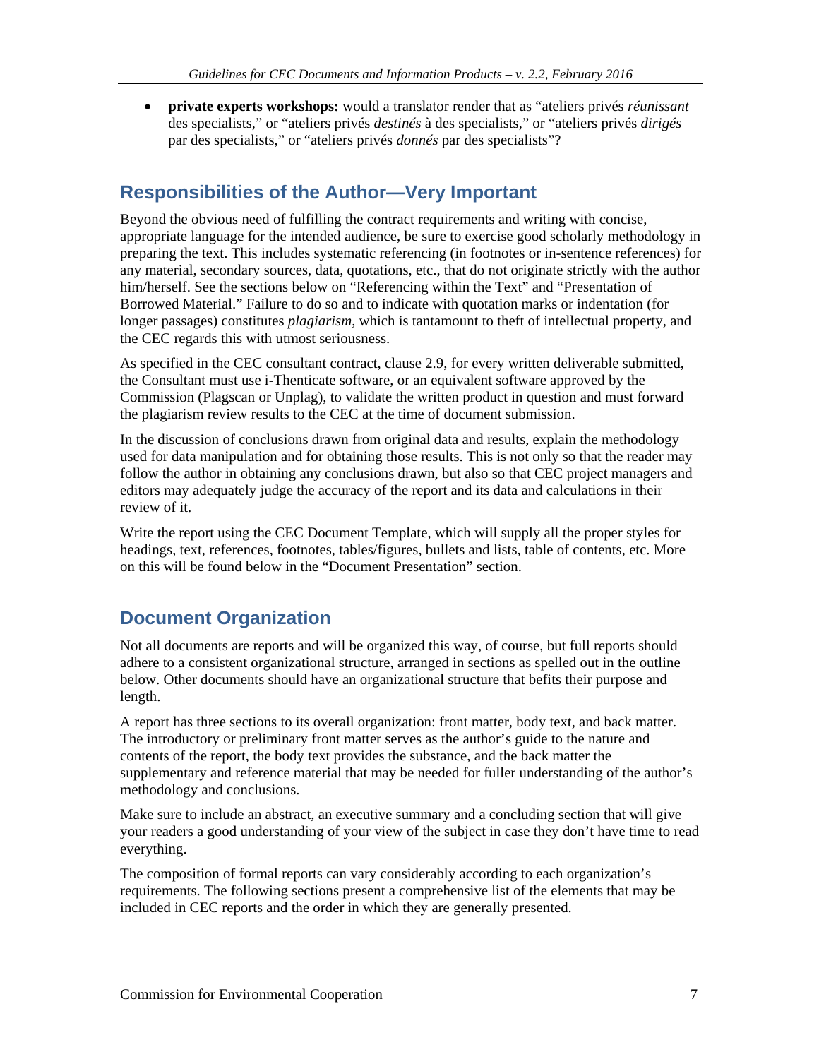- **private experts workshops:** would a translator render that as "ateliers privés *réunissant* des specialists," or "ateliers privés *destinés* à des specialists," or "ateliers privés *dirigés* par des specialists," or "ateliers privés *donnés* par des specialists"?

## Responsibilities of the Author—Very Important

Beyond the obvious need of fulfilling the contract requirements and writing with concise, appropriate language for the intended audience, be sure to exercise good scholarly methodology in preparing the text. This includes systematic referencing (in footnotes or in-sentence references) for any material, secondary sources, data, quotations, etc., that do not originate strictly with the author him/herself. See the sections below on "Referencing within the Text" and "Presentation of Borrowed Material." Failure to do so and to indicate with quotation marks or indentation (for longer passages) constitutes *plagiarism*, which is tantamount to theft of intellectual property, and the CEC regards this with utmost seriousness.

As specified in the CEC consultant contract, clause 2.9, for every written deliverable submitted, the Consultant must use i-Thenticate software, or an equivalent software approved by the Commission (Plagscan or Unplag), to validate the written product in question and must forward the plagiarism review results to the CEC at the time of document submission.

In the discussion of conclusions drawn from original data and results, explain the methodology used for data manipulation and for obtaining those results. This is not only so that the reader may follow the author in obtaining any conclusions drawn, but also so that CEC project managers and editors may adequately judge the accuracy of the report and its data and calculations in their review of it.

Write the report using the CEC Document Template, which will supply all the proper styles for headings, text, references, footnotes, tables/figures, bullets and lists, table of contents, etc. More on this will be found below in the "Document Presentation" section.

## Document Organization

Not all documents are reports and will be organized this way, of course, but full reports should adhere to a consistent organizational structure, arranged in sections as spelled out in the outline below. Other documents should have an organizational structure that befits their purpose and length.

A report has three sections to its overall organization: front matter, body text, and back matter. The introductory or preliminary front matter serves as the author's guide to the nature and contents of the report, the body text provides the substance, and the back matter the supplementary and reference material that may be needed for fuller understanding of the author's methodology and conclusions.

Make sure to include an abstract, an executive summary and a concluding section that will give your readers a good understanding of your view of the subject in case they don't have time to read everything.

The composition of formal reports can vary considerably according to each organization's requirements. The following sections present a comprehensive list of the elements that may be included in CEC reports and the order in which they are generally presented.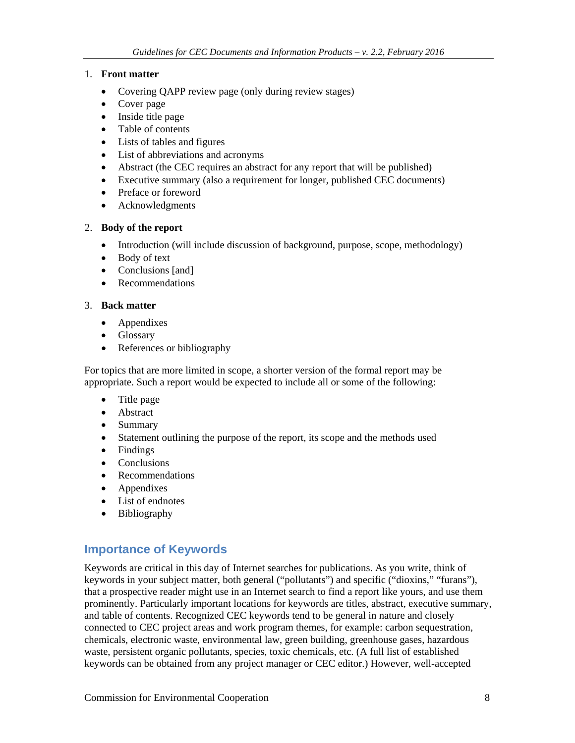1. **Front matter**

   - Covering QAPP review page (only during review stages)
   - Cover page
   - Inside title page
   - Table of contents
   - Lists of tables and figures
   - List of abbreviations and acronyms
   - Abstract (the CEC requires an abstract for any report that will be published)
   - Executive summary (also a requirement for longer, published CEC documents)
   - Preface or foreword
   - Acknowledgments

2. **Body of the report**

   - Introduction (will include discussion of background, purpose, scope, methodology)
   - Body of text
   - Conclusions [and]
   - Recommendations

3. **Back matter**

   - Appendixes
   - Glossary
   - References or bibliography

For topics that are more limited in scope, a shorter version of the formal report may be appropriate. Such a report would be expected to include all or some of the following:

- Title page
- Abstract
- Summary
- Statement outlining the purpose of the report, its scope and the methods used
- Findings
- Conclusions
- Recommendations
- Appendixes
- List of endnotes
- Bibliography

## Importance of Keywords

Keywords are critical in this day of Internet searches for publications. As you write, think of keywords in your subject matter, both general ("pollutants") and specific ("dioxins," "furans"), that a prospective reader might use in an Internet search to find a report like yours, and use them prominently. Particularly important locations for keywords are titles, abstract, executive summary, and table of contents. Recognized CEC keywords tend to be general in nature and closely connected to CEC project areas and work program themes, for example: carbon sequestration, chemicals, electronic waste, environmental law, green building, greenhouse gases, hazardous waste, persistent organic pollutants, species, toxic chemicals, etc. (A full list of established keywords can be obtained from any project manager or CEC editor.) However, well-accepted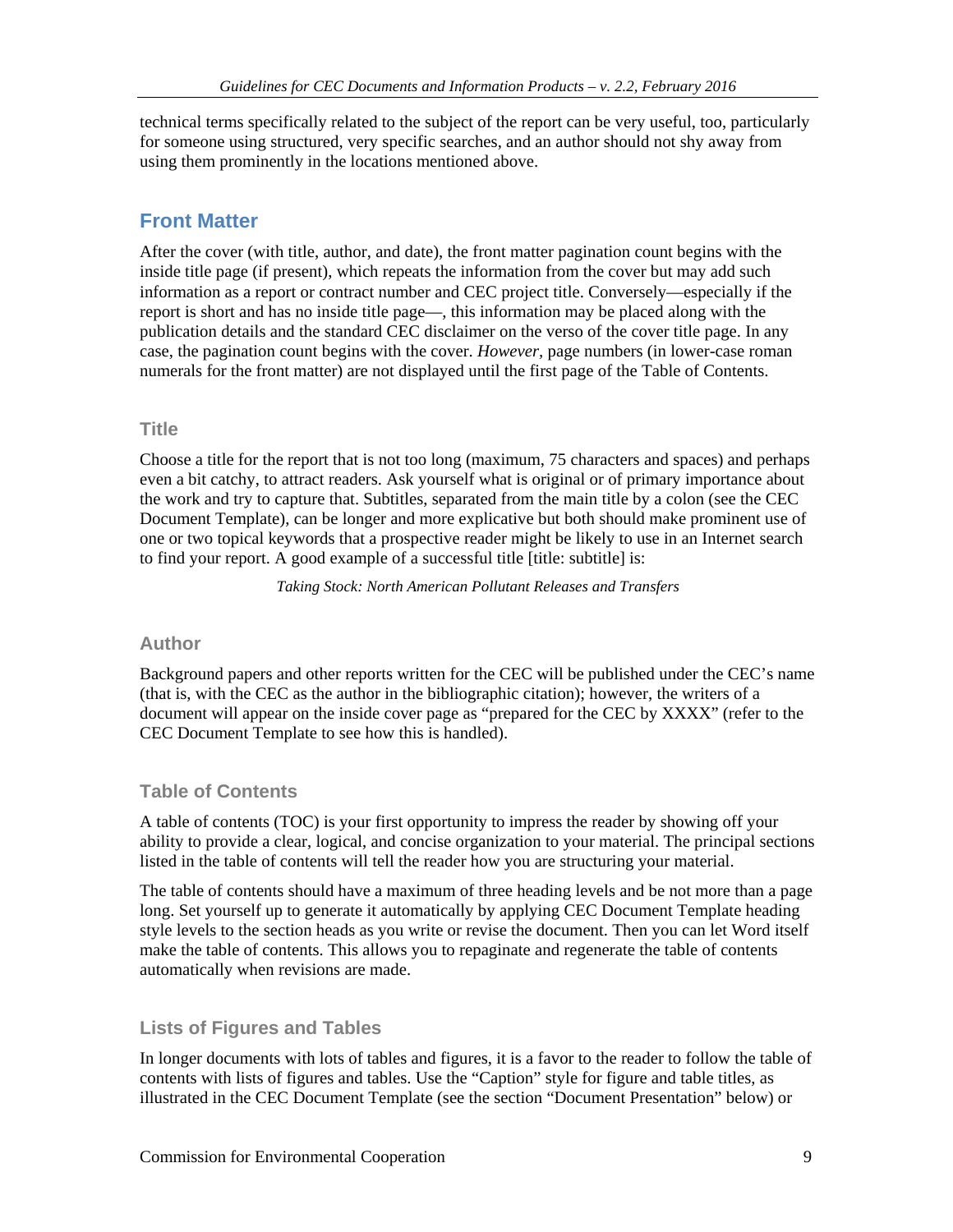technical terms specifically related to the subject of the report can be very useful, too, particularly for someone using structured, very specific searches, and an author should not shy away from using them prominently in the locations mentioned above.

## Front Matter

After the cover (with title, author, and date), the front matter pagination count begins with the inside title page (if present), which repeats the information from the cover but may add such information as a report or contract number and CEC project title. Conversely—especially if the report is short and has no inside title page—, this information may be placed along with the publication details and the standard CEC disclaimer on the verso of the cover title page. In any case, the pagination count begins with the cover. *However,* page numbers (in lower-case roman numerals for the front matter) are not displayed until the first page of the Table of Contents.

### Title

Choose a title for the report that is not too long (maximum, 75 characters and spaces) and perhaps even a bit catchy, to attract readers. Ask yourself what is original or of primary importance about the work and try to capture that. Subtitles, separated from the main title by a colon (see the CEC Document Template), can be longer and more explicative but both should make prominent use of one or two topical keywords that a prospective reader might be likely to use in an Internet search to find your report. A good example of a successful title [title: subtitle] is:

*Taking Stock: North American Pollutant Releases and Transfers*

### Author

Background papers and other reports written for the CEC will be published under the CEC's name (that is, with the CEC as the author in the bibliographic citation); however, the writers of a document will appear on the inside cover page as "prepared for the CEC by XXXX" (refer to the CEC Document Template to see how this is handled).

### Table of Contents

A table of contents (TOC) is your first opportunity to impress the reader by showing off your ability to provide a clear, logical, and concise organization to your material. The principal sections listed in the table of contents will tell the reader how you are structuring your material.

The table of contents should have a maximum of three heading levels and be not more than a page long. Set yourself up to generate it automatically by applying CEC Document Template heading style levels to the section heads as you write or revise the document. Then you can let Word itself make the table of contents. This allows you to repaginate and regenerate the table of contents automatically when revisions are made.

### Lists of Figures and Tables

In longer documents with lots of tables and figures, it is a favor to the reader to follow the table of contents with lists of figures and tables. Use the "Caption" style for figure and table titles, as illustrated in the CEC Document Template (see the section "Document Presentation" below) or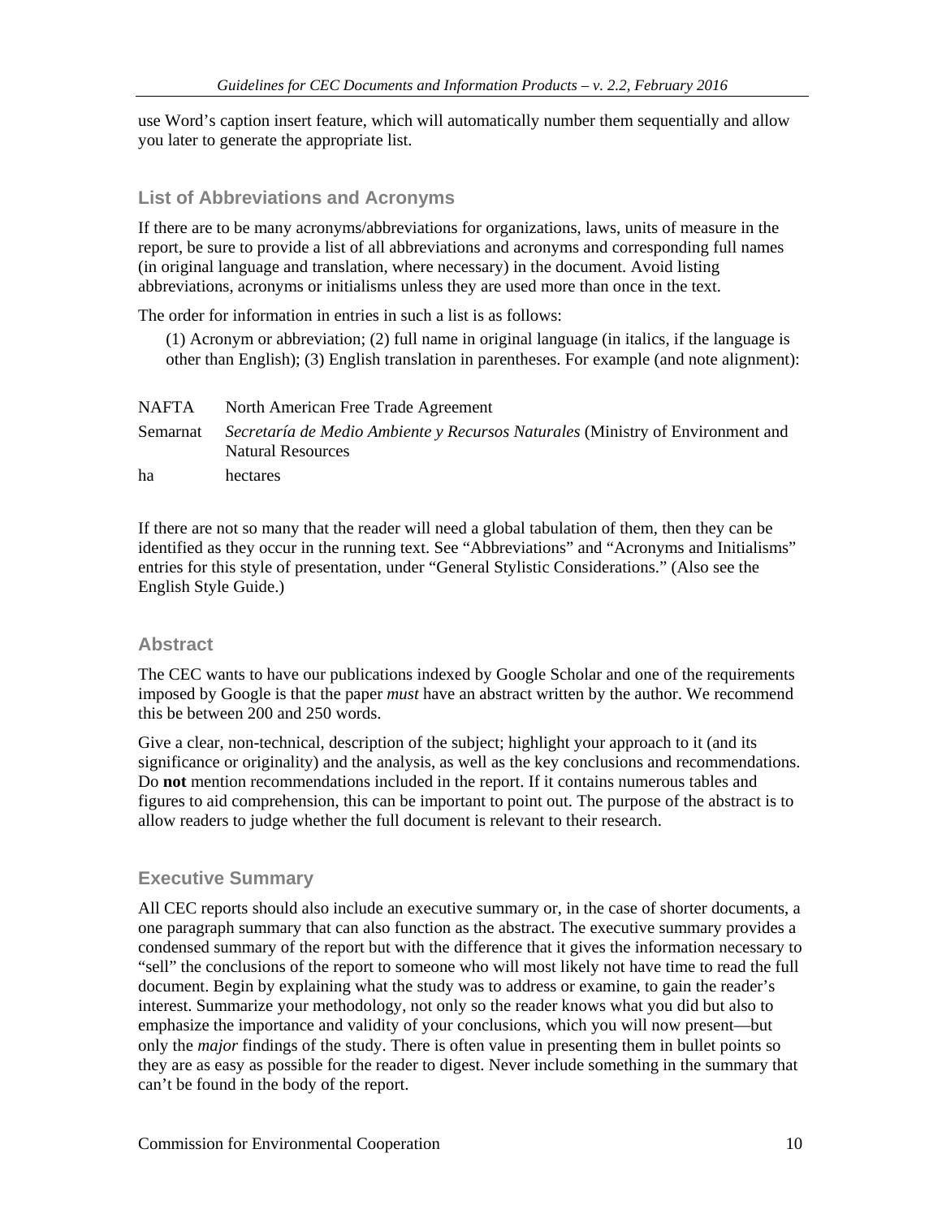use Word's caption insert feature, which will automatically number them sequentially and allow you later to generate the appropriate list.

### List of Abbreviations and Acronyms

If there are to be many acronyms/abbreviations for organizations, laws, units of measure in the report, be sure to provide a list of all abbreviations and acronyms and corresponding full names (in original language and translation, where necessary) in the document. Avoid listing abbreviations, acronyms or initialisms unless they are used more than once in the text.

The order for information in entries in such a list is as follows:

> (1) Acronym or abbreviation; (2) full name in original language (in italics, if the language is other than English); (3) English translation in parentheses. For example (and note alignment):

| | |
|---|---|
| NAFTA | North American Free Trade Agreement |
| Semarnat | *Secretaría de Medio Ambiente y Recursos Naturales* (Ministry of Environment and Natural Resources |
| ha | hectares |

If there are not so many that the reader will need a global tabulation of them, then they can be identified as they occur in the running text. See "Abbreviations" and "Acronyms and Initialisms" entries for this style of presentation, under "General Stylistic Considerations." (Also see the English Style Guide.)

### Abstract

The CEC wants to have our publications indexed by Google Scholar and one of the requirements imposed by Google is that the paper *must* have an abstract written by the author. We recommend this be between 200 and 250 words.

Give a clear, non-technical, description of the subject; highlight your approach to it (and its significance or originality) and the analysis, as well as the key conclusions and recommendations. Do **not** mention recommendations included in the report. If it contains numerous tables and figures to aid comprehension, this can be important to point out. The purpose of the abstract is to allow readers to judge whether the full document is relevant to their research.

### Executive Summary

All CEC reports should also include an executive summary or, in the case of shorter documents, a one paragraph summary that can also function as the abstract. The executive summary provides a condensed summary of the report but with the difference that it gives the information necessary to "sell" the conclusions of the report to someone who will most likely not have time to read the full document. Begin by explaining what the study was to address or examine, to gain the reader's interest. Summarize your methodology, not only so the reader knows what you did but also to emphasize the importance and validity of your conclusions, which you will now present—but only the *major* findings of the study. There is often value in presenting them in bullet points so they are as easy as possible for the reader to digest. Never include something in the summary that can't be found in the body of the report.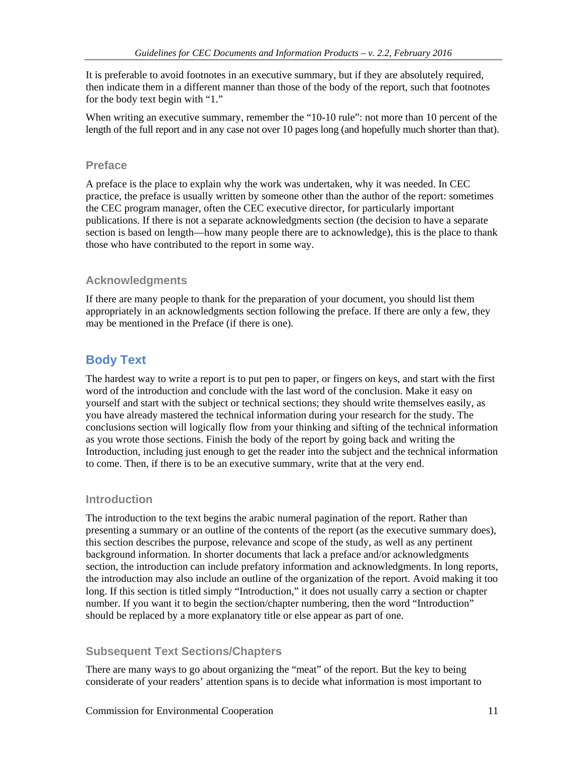It is preferable to avoid footnotes in an executive summary, but if they are absolutely required, then indicate them in a different manner than those of the body of the report, such that footnotes for the body text begin with "1."

When writing an executive summary, remember the "10-10 rule": not more than 10 percent of the length of the full report and in any case not over 10 pages long (and hopefully much shorter than that).

### Preface

A preface is the place to explain why the work was undertaken, why it was needed. In CEC practice, the preface is usually written by someone other than the author of the report: sometimes the CEC program manager, often the CEC executive director, for particularly important publications. If there is not a separate acknowledgments section (the decision to have a separate section is based on length—how many people there are to acknowledge), this is the place to thank those who have contributed to the report in some way.

### Acknowledgments

If there are many people to thank for the preparation of your document, you should list them appropriately in an acknowledgments section following the preface. If there are only a few, they may be mentioned in the Preface (if there is one).

## Body Text

The hardest way to write a report is to put pen to paper, or fingers on keys, and start with the first word of the introduction and conclude with the last word of the conclusion. Make it easy on yourself and start with the subject or technical sections; they should write themselves easily, as you have already mastered the technical information during your research for the study. The conclusions section will logically flow from your thinking and sifting of the technical information as you wrote those sections. Finish the body of the report by going back and writing the Introduction, including just enough to get the reader into the subject and the technical information to come. Then, if there is to be an executive summary, write that at the very end.

### Introduction

The introduction to the text begins the arabic numeral pagination of the report. Rather than presenting a summary or an outline of the contents of the report (as the executive summary does), this section describes the purpose, relevance and scope of the study, as well as any pertinent background information. In shorter documents that lack a preface and/or acknowledgments section, the introduction can include prefatory information and acknowledgments. In long reports, the introduction may also include an outline of the organization of the report. Avoid making it too long. If this section is titled simply "Introduction," it does not usually carry a section or chapter number. If you want it to begin the section/chapter numbering, then the word "Introduction" should be replaced by a more explanatory title or else appear as part of one.

### Subsequent Text Sections/Chapters

There are many ways to go about organizing the "meat" of the report. But the key to being considerate of your readers' attention spans is to decide what information is most important to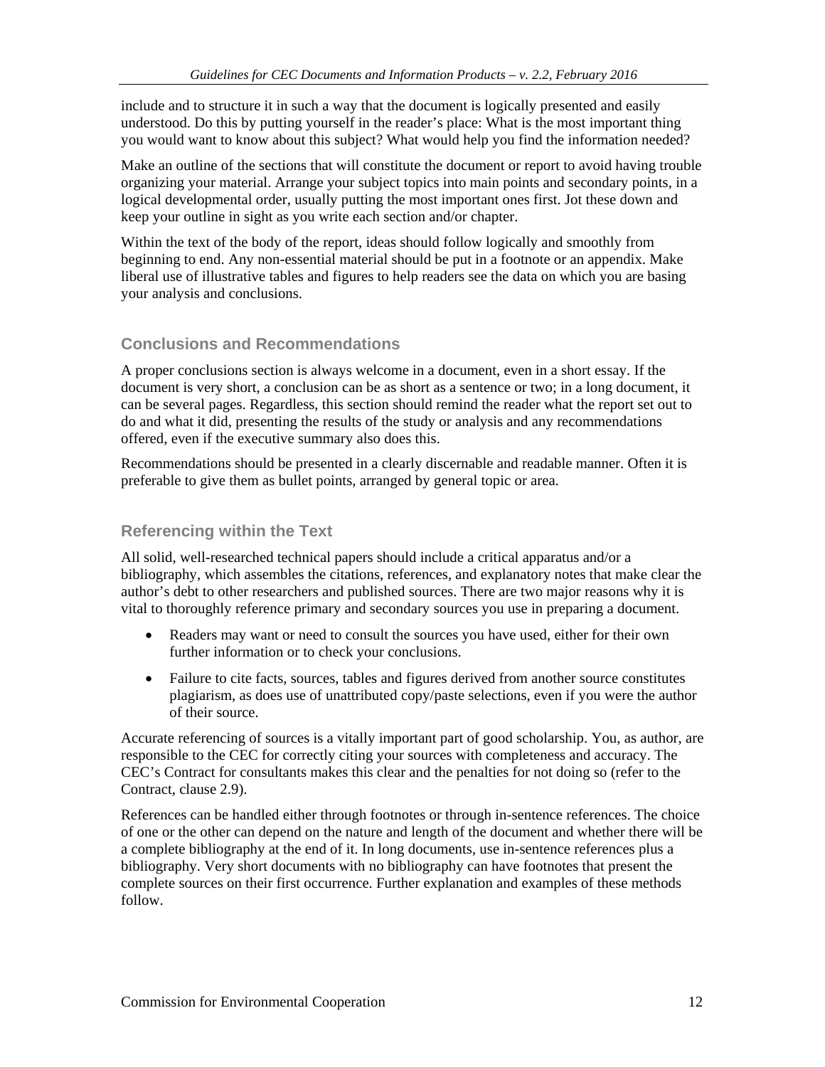include and to structure it in such a way that the document is logically presented and easily understood. Do this by putting yourself in the reader's place: What is the most important thing you would want to know about this subject? What would help you find the information needed?

Make an outline of the sections that will constitute the document or report to avoid having trouble organizing your material. Arrange your subject topics into main points and secondary points, in a logical developmental order, usually putting the most important ones first. Jot these down and keep your outline in sight as you write each section and/or chapter.

Within the text of the body of the report, ideas should follow logically and smoothly from beginning to end. Any non-essential material should be put in a footnote or an appendix. Make liberal use of illustrative tables and figures to help readers see the data on which you are basing your analysis and conclusions.

### Conclusions and Recommendations

A proper conclusions section is always welcome in a document, even in a short essay. If the document is very short, a conclusion can be as short as a sentence or two; in a long document, it can be several pages. Regardless, this section should remind the reader what the report set out to do and what it did, presenting the results of the study or analysis and any recommendations offered, even if the executive summary also does this.

Recommendations should be presented in a clearly discernable and readable manner. Often it is preferable to give them as bullet points, arranged by general topic or area.

### Referencing within the Text

All solid, well-researched technical papers should include a critical apparatus and/or a bibliography, which assembles the citations, references, and explanatory notes that make clear the author's debt to other researchers and published sources. There are two major reasons why it is vital to thoroughly reference primary and secondary sources you use in preparing a document.

- Readers may want or need to consult the sources you have used, either for their own further information or to check your conclusions.
- Failure to cite facts, sources, tables and figures derived from another source constitutes plagiarism, as does use of unattributed copy/paste selections, even if you were the author of their source.

Accurate referencing of sources is a vitally important part of good scholarship. You, as author, are responsible to the CEC for correctly citing your sources with completeness and accuracy. The CEC's Contract for consultants makes this clear and the penalties for not doing so (refer to the Contract, clause 2.9).

References can be handled either through footnotes or through in-sentence references. The choice of one or the other can depend on the nature and length of the document and whether there will be a complete bibliography at the end of it. In long documents, use in-sentence references plus a bibliography. Very short documents with no bibliography can have footnotes that present the complete sources on their first occurrence. Further explanation and examples of these methods follow.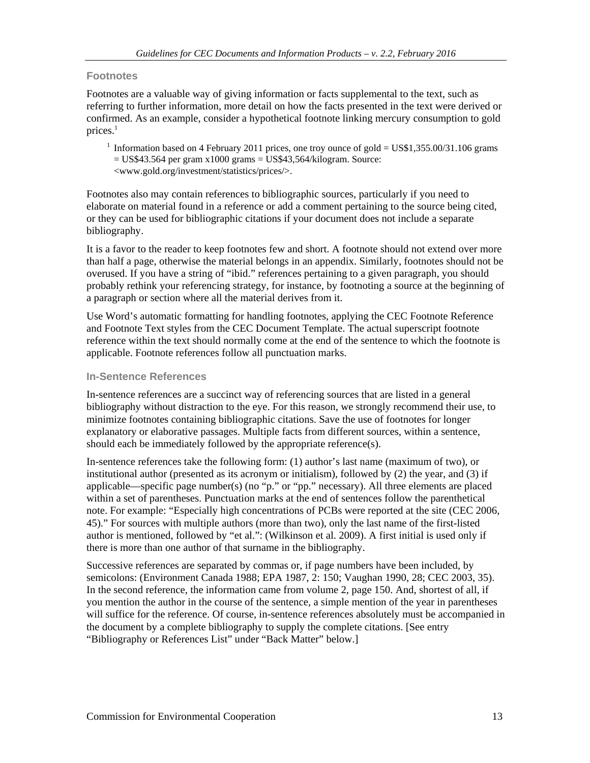### Footnotes

Footnotes are a valuable way of giving information or facts supplemental to the text, such as referring to further information, more detail on how the facts presented in the text were derived or confirmed. As an example, consider a hypothetical footnote linking mercury consumption to gold prices.[1]

> [1] Information based on 4 February 2011 prices, one troy ounce of gold = US$1,355.00/31.106 grams = US$43.564 per gram x1000 grams = US$43,564/kilogram. Source: <www.gold.org/investment/statistics/prices/>.

Footnotes also may contain references to bibliographic sources, particularly if you need to elaborate on material found in a reference or add a comment pertaining to the source being cited, or they can be used for bibliographic citations if your document does not include a separate bibliography.

It is a favor to the reader to keep footnotes few and short. A footnote should not extend over more than half a page, otherwise the material belongs in an appendix. Similarly, footnotes should not be overused. If you have a string of "ibid." references pertaining to a given paragraph, you should probably rethink your referencing strategy, for instance, by footnoting a source at the beginning of a paragraph or section where all the material derives from it.

Use Word's automatic formatting for handling footnotes, applying the CEC Footnote Reference and Footnote Text styles from the CEC Document Template. The actual superscript footnote reference within the text should normally come at the end of the sentence to which the footnote is applicable. Footnote references follow all punctuation marks.

### In-Sentence References

In-sentence references are a succinct way of referencing sources that are listed in a general bibliography without distraction to the eye. For this reason, we strongly recommend their use, to minimize footnotes containing bibliographic citations. Save the use of footnotes for longer explanatory or elaborative passages. Multiple facts from different sources, within a sentence, should each be immediately followed by the appropriate reference(s).

In-sentence references take the following form: (1) author's last name (maximum of two), or institutional author (presented as its acronym or initialism), followed by (2) the year, and (3) if applicable—specific page number(s) (no "p." or "pp." necessary). All three elements are placed within a set of parentheses. Punctuation marks at the end of sentences follow the parenthetical note. For example: "Especially high concentrations of PCBs were reported at the site (CEC 2006, 45)." For sources with multiple authors (more than two), only the last name of the first-listed author is mentioned, followed by "et al.": (Wilkinson et al. 2009). A first initial is used only if there is more than one author of that surname in the bibliography.

Successive references are separated by commas or, if page numbers have been included, by semicolons: (Environment Canada 1988; EPA 1987, 2: 150; Vaughan 1990, 28; CEC 2003, 35). In the second reference, the information came from volume 2, page 150. And, shortest of all, if you mention the author in the course of the sentence, a simple mention of the year in parentheses will suffice for the reference. Of course, in-sentence references absolutely must be accompanied in the document by a complete bibliography to supply the complete citations. [See entry "Bibliography or References List" under "Back Matter" below.]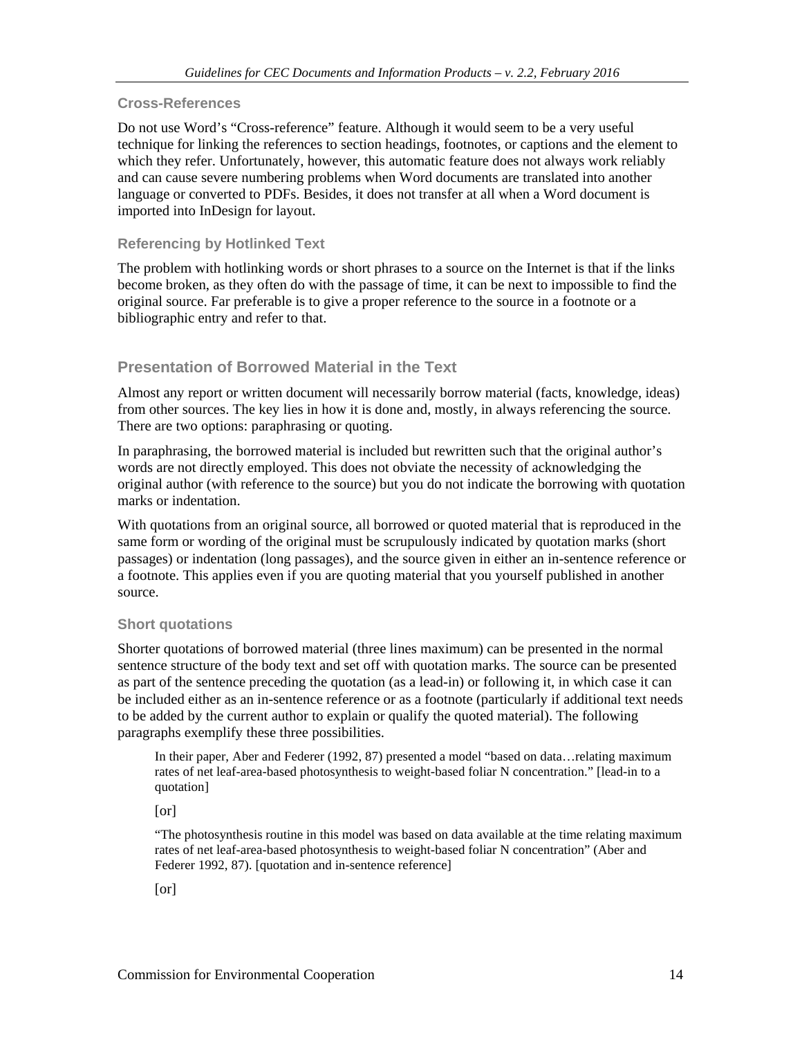### Cross-References

Do not use Word's "Cross-reference" feature. Although it would seem to be a very useful technique for linking the references to section headings, footnotes, or captions and the element to which they refer. Unfortunately, however, this automatic feature does not always work reliably and can cause severe numbering problems when Word documents are translated into another language or converted to PDFs. Besides, it does not transfer at all when a Word document is imported into InDesign for layout.

### Referencing by Hotlinked Text

The problem with hotlinking words or short phrases to a source on the Internet is that if the links become broken, as they often do with the passage of time, it can be next to impossible to find the original source. Far preferable is to give a proper reference to the source in a footnote or a bibliographic entry and refer to that.

## Presentation of Borrowed Material in the Text

Almost any report or written document will necessarily borrow material (facts, knowledge, ideas) from other sources. The key lies in how it is done and, mostly, in always referencing the source. There are two options: paraphrasing or quoting.

In paraphrasing, the borrowed material is included but rewritten such that the original author's words are not directly employed. This does not obviate the necessity of acknowledging the original author (with reference to the source) but you do not indicate the borrowing with quotation marks or indentation.

With quotations from an original source, all borrowed or quoted material that is reproduced in the same form or wording of the original must be scrupulously indicated by quotation marks (short passages) or indentation (long passages), and the source given in either an in-sentence reference or a footnote. This applies even if you are quoting material that you yourself published in another source.

### Short quotations

Shorter quotations of borrowed material (three lines maximum) can be presented in the normal sentence structure of the body text and set off with quotation marks. The source can be presented as part of the sentence preceding the quotation (as a lead-in) or following it, in which case it can be included either as an in-sentence reference or as a footnote (particularly if additional text needs to be added by the current author to explain or qualify the quoted material). The following paragraphs exemplify these three possibilities.

> In their paper, Aber and Federer (1992, 87) presented a model "based on data…relating maximum rates of net leaf-area-based photosynthesis to weight-based foliar N concentration." [lead-in to a quotation]
>
> [or]
>
> "The photosynthesis routine in this model was based on data available at the time relating maximum rates of net leaf-area-based photosynthesis to weight-based foliar N concentration" (Aber and Federer 1992, 87). [quotation and in-sentence reference]
>
> [or]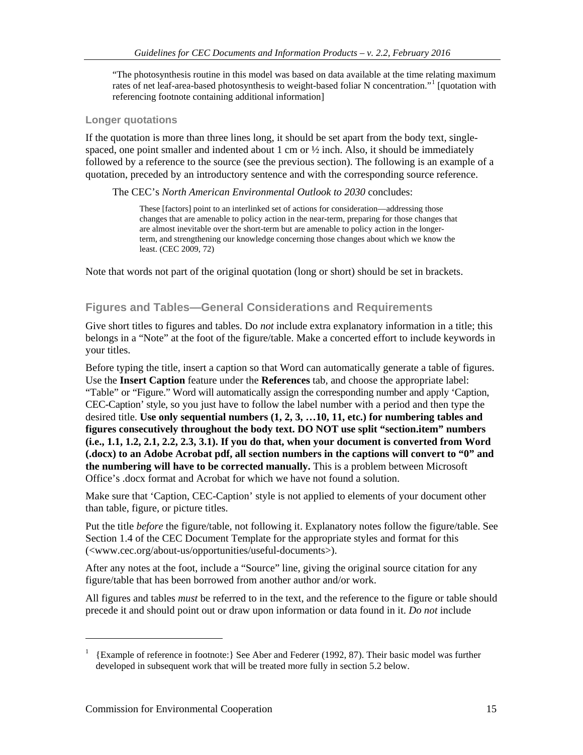> "The photosynthesis routine in this model was based on data available at the time relating maximum rates of net leaf-area-based photosynthesis to weight-based foliar N concentration."[1] [quotation with referencing footnote containing additional information]

### Longer quotations

If the quotation is more than three lines long, it should be set apart from the body text, single-spaced, one point smaller and indented about 1 cm or ½ inch. Also, it should be immediately followed by a reference to the source (see the previous section). The following is an example of a quotation, preceded by an introductory sentence and with the corresponding source reference.

> The CEC's *North American Environmental Outlook to 2030* concludes:
>
> > These [factors] point to an interlinked set of actions for consideration—addressing those changes that are amenable to policy action in the near-term, preparing for those changes that are almost inevitable over the short-term but are amenable to policy action in the longer-term, and strengthening our knowledge concerning those changes about which we know the least. (CEC 2009, 72)

Note that words not part of the original quotation (long or short) should be set in brackets.

## Figures and Tables—General Considerations and Requirements

Give short titles to figures and tables. Do *not* include extra explanatory information in a title; this belongs in a "Note" at the foot of the figure/table. Make a concerted effort to include keywords in your titles.

Before typing the title, insert a caption so that Word can automatically generate a table of figures. Use the **Insert Caption** feature under the **References** tab, and choose the appropriate label: "Table" or "Figure." Word will automatically assign the corresponding number and apply 'Caption, CEC-Caption' style, so you just have to follow the label number with a period and then type the desired title. **Use only sequential numbers (1, 2, 3, …10, 11, etc.) for numbering tables and figures consecutively throughout the body text. DO NOT use split "section.item" numbers (i.e., 1.1, 1.2, 2.1, 2.2, 2.3, 3.1). If you do that, when your document is converted from Word (.docx) to an Adobe Acrobat pdf, all section numbers in the captions will convert to "0" and the numbering will have to be corrected manually.** This is a problem between Microsoft Office's .docx format and Acrobat for which we have not found a solution.

Make sure that 'Caption, CEC-Caption' style is not applied to elements of your document other than table, figure, or picture titles.

Put the title *before* the figure/table, not following it. Explanatory notes follow the figure/table. See Section 1.4 of the CEC Document Template for the appropriate styles and format for this (<www.cec.org/about-us/opportunities/useful-documents>).

After any notes at the foot, include a "Source" line, giving the original source citation for any figure/table that has been borrowed from another author and/or work.

All figures and tables *must* be referred to in the text, and the reference to the figure or table should precede it and should point out or draw upon information or data found in it. *Do not* include

---

[1] {Example of reference in footnote:} See Aber and Federer (1992, 87). Their basic model was further developed in subsequent work that will be treated more fully in section 5.2 below.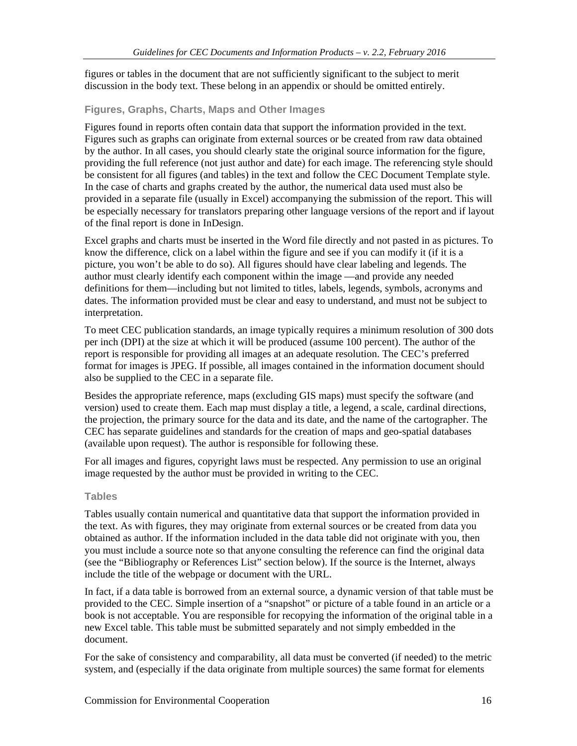figures or tables in the document that are not sufficiently significant to the subject to merit discussion in the body text. These belong in an appendix or should be omitted entirely.

### Figures, Graphs, Charts, Maps and Other Images

Figures found in reports often contain data that support the information provided in the text. Figures such as graphs can originate from external sources or be created from raw data obtained by the author. In all cases, you should clearly state the original source information for the figure, providing the full reference (not just author and date) for each image. The referencing style should be consistent for all figures (and tables) in the text and follow the CEC Document Template style. In the case of charts and graphs created by the author, the numerical data used must also be provided in a separate file (usually in Excel) accompanying the submission of the report. This will be especially necessary for translators preparing other language versions of the report and if layout of the final report is done in InDesign.

Excel graphs and charts must be inserted in the Word file directly and not pasted in as pictures. To know the difference, click on a label within the figure and see if you can modify it (if it is a picture, you won't be able to do so). All figures should have clear labeling and legends. The author must clearly identify each component within the image —and provide any needed definitions for them—including but not limited to titles, labels, legends, symbols, acronyms and dates. The information provided must be clear and easy to understand, and must not be subject to interpretation.

To meet CEC publication standards, an image typically requires a minimum resolution of 300 dots per inch (DPI) at the size at which it will be produced (assume 100 percent). The author of the report is responsible for providing all images at an adequate resolution. The CEC's preferred format for images is JPEG. If possible, all images contained in the information document should also be supplied to the CEC in a separate file.

Besides the appropriate reference, maps (excluding GIS maps) must specify the software (and version) used to create them. Each map must display a title, a legend, a scale, cardinal directions, the projection, the primary source for the data and its date, and the name of the cartographer. The CEC has separate guidelines and standards for the creation of maps and geo-spatial databases (available upon request). The author is responsible for following these.

For all images and figures, copyright laws must be respected. Any permission to use an original image requested by the author must be provided in writing to the CEC.

### Tables

Tables usually contain numerical and quantitative data that support the information provided in the text. As with figures, they may originate from external sources or be created from data you obtained as author. If the information included in the data table did not originate with you, then you must include a source note so that anyone consulting the reference can find the original data (see the "Bibliography or References List" section below). If the source is the Internet, always include the title of the webpage or document with the URL.

In fact, if a data table is borrowed from an external source, a dynamic version of that table must be provided to the CEC. Simple insertion of a "snapshot" or picture of a table found in an article or a book is not acceptable. You are responsible for recopying the information of the original table in a new Excel table. This table must be submitted separately and not simply embedded in the document.

For the sake of consistency and comparability, all data must be converted (if needed) to the metric system, and (especially if the data originate from multiple sources) the same format for elements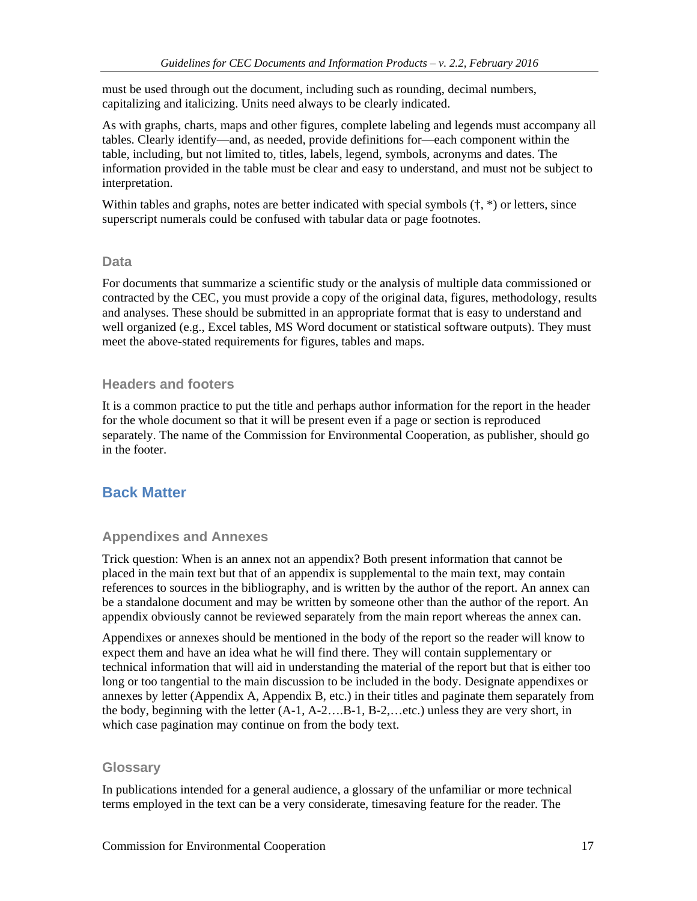must be used through out the document, including such as rounding, decimal numbers, capitalizing and italicizing. Units need always to be clearly indicated.

As with graphs, charts, maps and other figures, complete labeling and legends must accompany all tables. Clearly identify—and, as needed, provide definitions for—each component within the table, including, but not limited to, titles, labels, legend, symbols, acronyms and dates. The information provided in the table must be clear and easy to understand, and must not be subject to interpretation.

Within tables and graphs, notes are better indicated with special symbols (†, *) or letters, since superscript numerals could be confused with tabular data or page footnotes.

### Data

For documents that summarize a scientific study or the analysis of multiple data commissioned or contracted by the CEC, you must provide a copy of the original data, figures, methodology, results and analyses. These should be submitted in an appropriate format that is easy to understand and well organized (e.g., Excel tables, MS Word document or statistical software outputs). They must meet the above-stated requirements for figures, tables and maps.

### Headers and footers

It is a common practice to put the title and perhaps author information for the report in the header for the whole document so that it will be present even if a page or section is reproduced separately. The name of the Commission for Environmental Cooperation, as publisher, should go in the footer.

## Back Matter

### Appendixes and Annexes

Trick question: When is an annex not an appendix? Both present information that cannot be placed in the main text but that of an appendix is supplemental to the main text, may contain references to sources in the bibliography, and is written by the author of the report. An annex can be a standalone document and may be written by someone other than the author of the report. An appendix obviously cannot be reviewed separately from the main report whereas the annex can.

Appendixes or annexes should be mentioned in the body of the report so the reader will know to expect them and have an idea what he will find there. They will contain supplementary or technical information that will aid in understanding the material of the report but that is either too long or too tangential to the main discussion to be included in the body. Designate appendixes or annexes by letter (Appendix A, Appendix B, etc.) in their titles and paginate them separately from the body, beginning with the letter (A-1, A-2….B-1, B-2,…etc.) unless they are very short, in which case pagination may continue on from the body text.

### Glossary

In publications intended for a general audience, a glossary of the unfamiliar or more technical terms employed in the text can be a very considerate, timesaving feature for the reader. The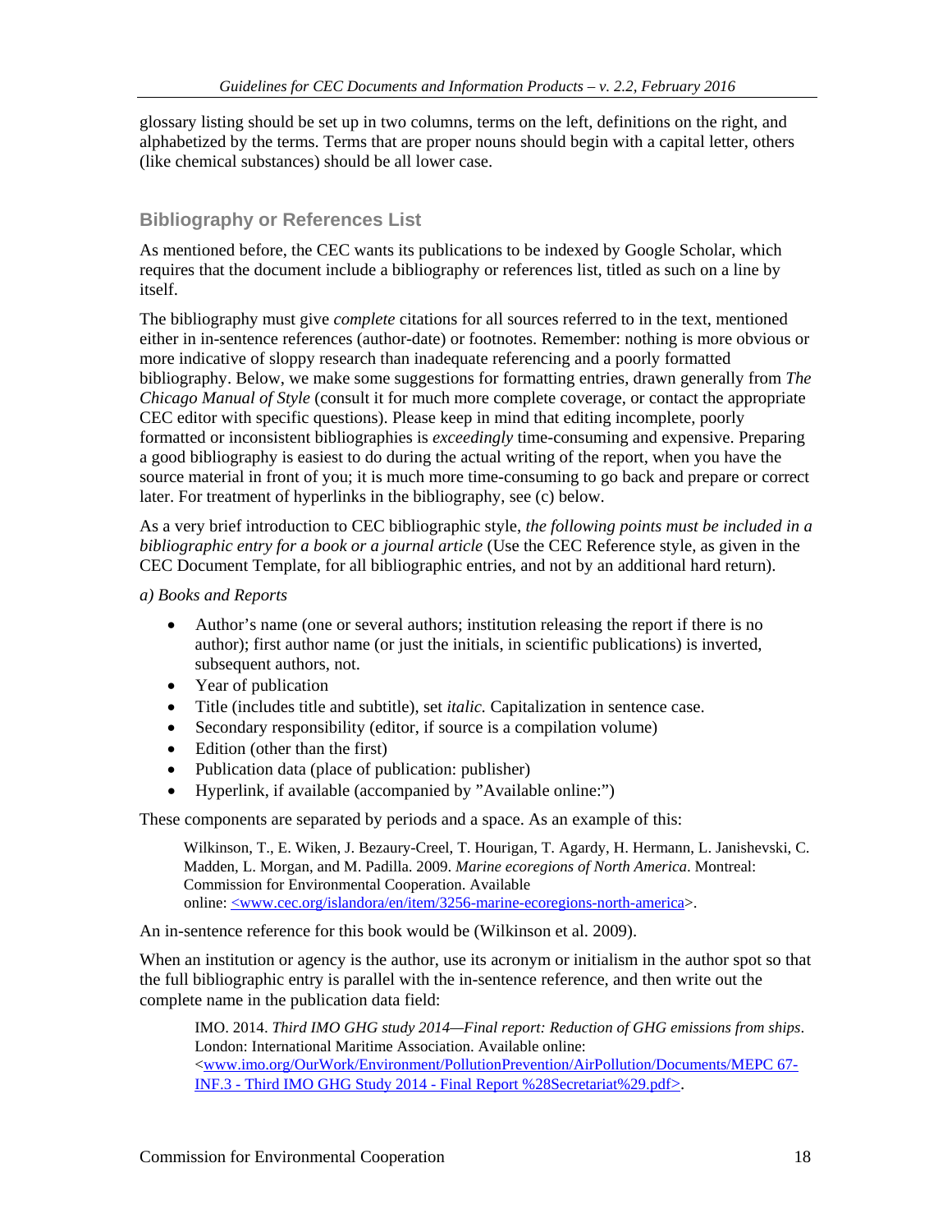glossary listing should be set up in two columns, terms on the left, definitions on the right, and alphabetized by the terms. Terms that are proper nouns should begin with a capital letter, others (like chemical substances) should be all lower case.

## Bibliography or References List

As mentioned before, the CEC wants its publications to be indexed by Google Scholar, which requires that the document include a bibliography or references list, titled as such on a line by itself.

The bibliography must give *complete* citations for all sources referred to in the text, mentioned either in in-sentence references (author-date) or footnotes. Remember: nothing is more obvious or more indicative of sloppy research than inadequate referencing and a poorly formatted bibliography. Below, we make some suggestions for formatting entries, drawn generally from *The Chicago Manual of Style* (consult it for much more complete coverage, or contact the appropriate CEC editor with specific questions). Please keep in mind that editing incomplete, poorly formatted or inconsistent bibliographies is *exceedingly* time-consuming and expensive. Preparing a good bibliography is easiest to do during the actual writing of the report, when you have the source material in front of you; it is much more time-consuming to go back and prepare or correct later. For treatment of hyperlinks in the bibliography, see (c) below.

As a very brief introduction to CEC bibliographic style, *the following points must be included in a bibliographic entry for a book or a journal article* (Use the CEC Reference style, as given in the CEC Document Template, for all bibliographic entries, and not by an additional hard return).

*a) Books and Reports*

- Author's name (one or several authors; institution releasing the report if there is no author); first author name (or just the initials, in scientific publications) is inverted, subsequent authors, not.
- Year of publication
- Title (includes title and subtitle), set *italic.* Capitalization in sentence case.
- Secondary responsibility (editor, if source is a compilation volume)
- Edition (other than the first)
- Publication data (place of publication: publisher)
- Hyperlink, if available (accompanied by "Available online:")

These components are separated by periods and a space. As an example of this:

> Wilkinson, T., E. Wiken, J. Bezaury-Creel, T. Hourigan, T. Agardy, H. Hermann, L. Janishevski, C. Madden, L. Morgan, and M. Padilla. 2009. *Marine ecoregions of North America*. Montreal: Commission for Environmental Cooperation. Available online: <www.cec.org/islandora/en/item/3256-marine-ecoregions-north-america>.

An in-sentence reference for this book would be (Wilkinson et al. 2009).

When an institution or agency is the author, use its acronym or initialism in the author spot so that the full bibliographic entry is parallel with the in-sentence reference, and then write out the complete name in the publication data field:

> IMO. 2014. *Third IMO GHG study 2014—Final report: Reduction of GHG emissions from ships*. London: International Maritime Association. Available online: <www.imo.org/OurWork/Environment/PollutionPrevention/AirPollution/Documents/MEPC 67-INF.3 - Third IMO GHG Study 2014 - Final Report %28Secretariat%29.pdf>.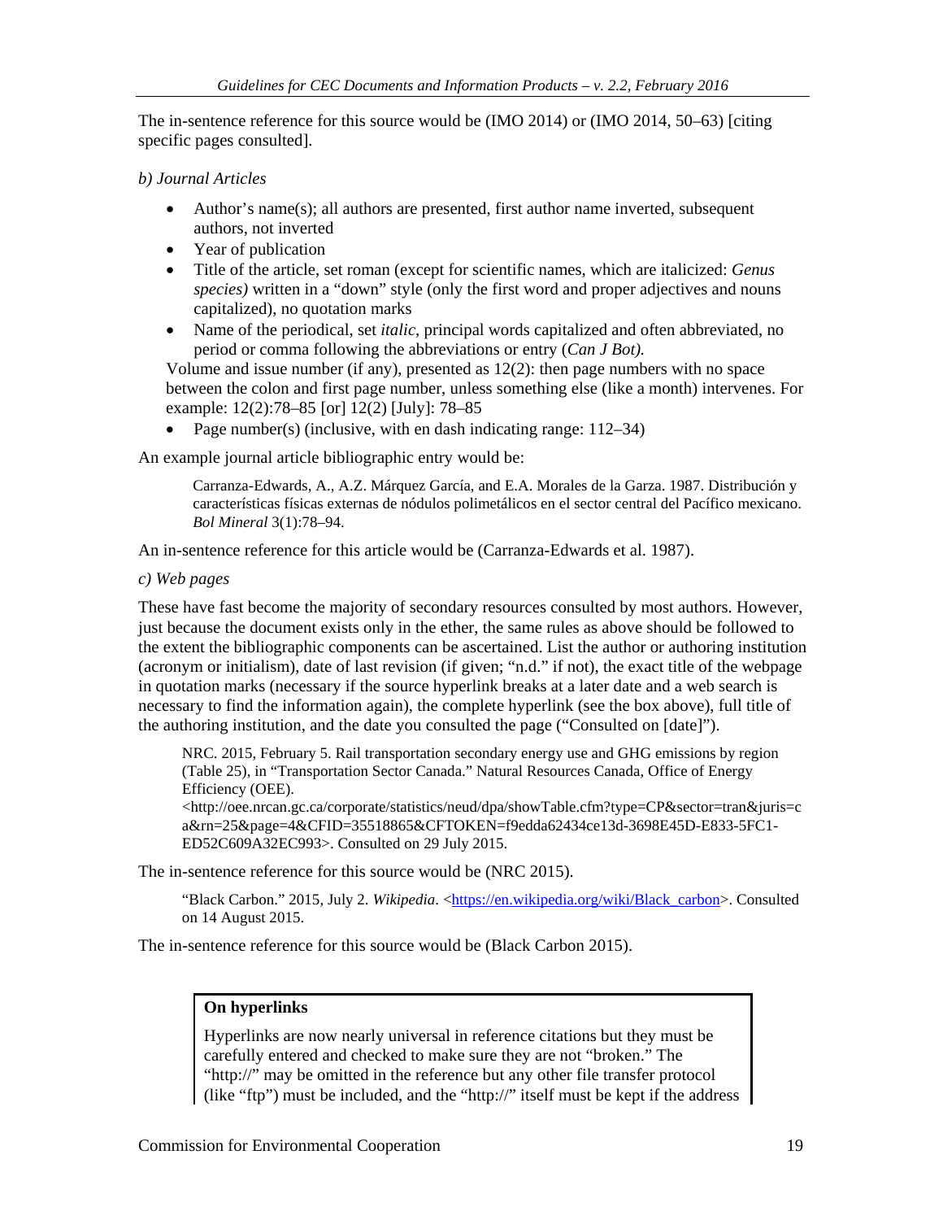The in-sentence reference for this source would be (IMO 2014) or (IMO 2014, 50–63) [citing specific pages consulted].

*b) Journal Articles*

- Author's name(s); all authors are presented, first author name inverted, subsequent authors, not inverted
- Year of publication
- Title of the article, set roman (except for scientific names, which are italicized: *Genus species)* written in a "down" style (only the first word and proper adjectives and nouns capitalized), no quotation marks
- Name of the periodical, set *italic,* principal words capitalized and often abbreviated, no period or comma following the abbreviations or entry (*Can J Bot).*

  Volume and issue number (if any), presented as 12(2): then page numbers with no space between the colon and first page number, unless something else (like a month) intervenes. For example: 12(2):78–85 [or] 12(2) [July]: 78–85
- Page number(s) (inclusive, with en dash indicating range: 112–34)

An example journal article bibliographic entry would be:

> Carranza-Edwards, A., A.Z. Márquez García, and E.A. Morales de la Garza. 1987. Distribución y características físicas externas de nódulos polimetálicos en el sector central del Pacífico mexicano. *Bol Mineral* 3(1):78–94.

An in-sentence reference for this article would be (Carranza-Edwards et al. 1987).

*c) Web pages*

These have fast become the majority of secondary resources consulted by most authors. However, just because the document exists only in the ether, the same rules as above should be followed to the extent the bibliographic components can be ascertained. List the author or authoring institution (acronym or initialism), date of last revision (if given; "n.d." if not), the exact title of the webpage in quotation marks (necessary if the source hyperlink breaks at a later date and a web search is necessary to find the information again), the complete hyperlink (see the box above), full title of the authoring institution, and the date you consulted the page ("Consulted on [date]").

> NRC. 2015, February 5. Rail transportation secondary energy use and GHG emissions by region (Table 25), in "Transportation Sector Canada." Natural Resources Canada, Office of Energy Efficiency (OEE). <http://oee.nrcan.gc.ca/corporate/statistics/neud/dpa/showTable.cfm?type=CP&sector=tran&juris=ca&rn=25&page=4&CFID=35518865&CFTOKEN=f9edda62434ce13d-3698E45D-E833-5FC1-ED52C609A32EC993>. Consulted on 29 July 2015.

The in-sentence reference for this source would be (NRC 2015).

> "Black Carbon." 2015, July 2. *Wikipedia*. <https://en.wikipedia.org/wiki/Black_carbon>. Consulted on 14 August 2015.

The in-sentence reference for this source would be (Black Carbon 2015).

**On hyperlinks**

Hyperlinks are now nearly universal in reference citations but they must be carefully entered and checked to make sure they are not "broken." The "http://" may be omitted in the reference but any other file transfer protocol (like "ftp") must be included, and the "http://" itself must be kept if the address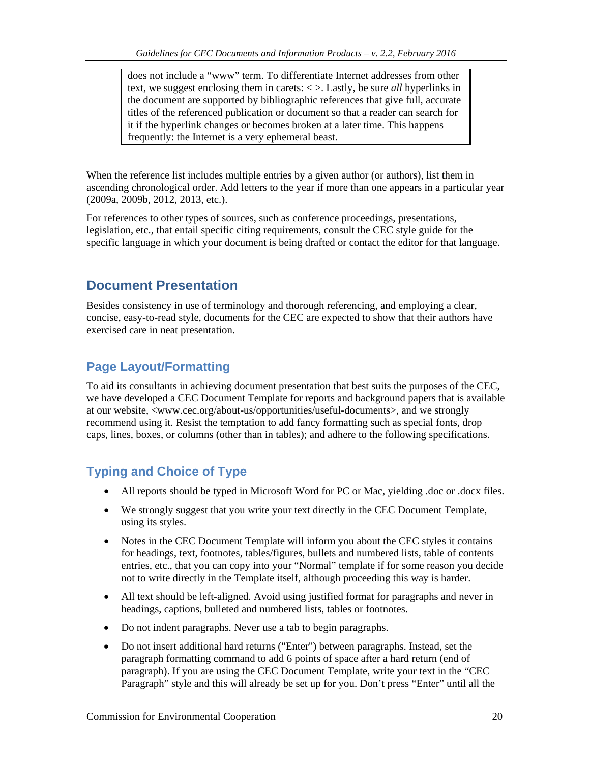> does not include a "www" term. To differentiate Internet addresses from other text, we suggest enclosing them in carets: < >. Lastly, be sure *all* hyperlinks in the document are supported by bibliographic references that give full, accurate titles of the referenced publication or document so that a reader can search for it if the hyperlink changes or becomes broken at a later time. This happens frequently: the Internet is a very ephemeral beast.

When the reference list includes multiple entries by a given author (or authors), list them in ascending chronological order. Add letters to the year if more than one appears in a particular year (2009a, 2009b, 2012, 2013, etc.).

For references to other types of sources, such as conference proceedings, presentations, legislation, etc., that entail specific citing requirements, consult the CEC style guide for the specific language in which your document is being drafted or contact the editor for that language.

## Document Presentation

Besides consistency in use of terminology and thorough referencing, and employing a clear, concise, easy-to-read style, documents for the CEC are expected to show that their authors have exercised care in neat presentation.

### Page Layout/Formatting

To aid its consultants in achieving document presentation that best suits the purposes of the CEC, we have developed a CEC Document Template for reports and background papers that is available at our website, <www.cec.org/about-us/opportunities/useful-documents>, and we strongly recommend using it. Resist the temptation to add fancy formatting such as special fonts, drop caps, lines, boxes, or columns (other than in tables); and adhere to the following specifications.

### Typing and Choice of Type

- All reports should be typed in Microsoft Word for PC or Mac, yielding .doc or .docx files.
- We strongly suggest that you write your text directly in the CEC Document Template, using its styles.
- Notes in the CEC Document Template will inform you about the CEC styles it contains for headings, text, footnotes, tables/figures, bullets and numbered lists, table of contents entries, etc., that you can copy into your "Normal" template if for some reason you decide not to write directly in the Template itself, although proceeding this way is harder.
- All text should be left-aligned. Avoid using justified format for paragraphs and never in headings, captions, bulleted and numbered lists, tables or footnotes.
- Do not indent paragraphs. Never use a tab to begin paragraphs.
- Do not insert additional hard returns ("Enter") between paragraphs. Instead, set the paragraph formatting command to add 6 points of space after a hard return (end of paragraph). If you are using the CEC Document Template, write your text in the "CEC Paragraph" style and this will already be set up for you. Don't press "Enter" until all the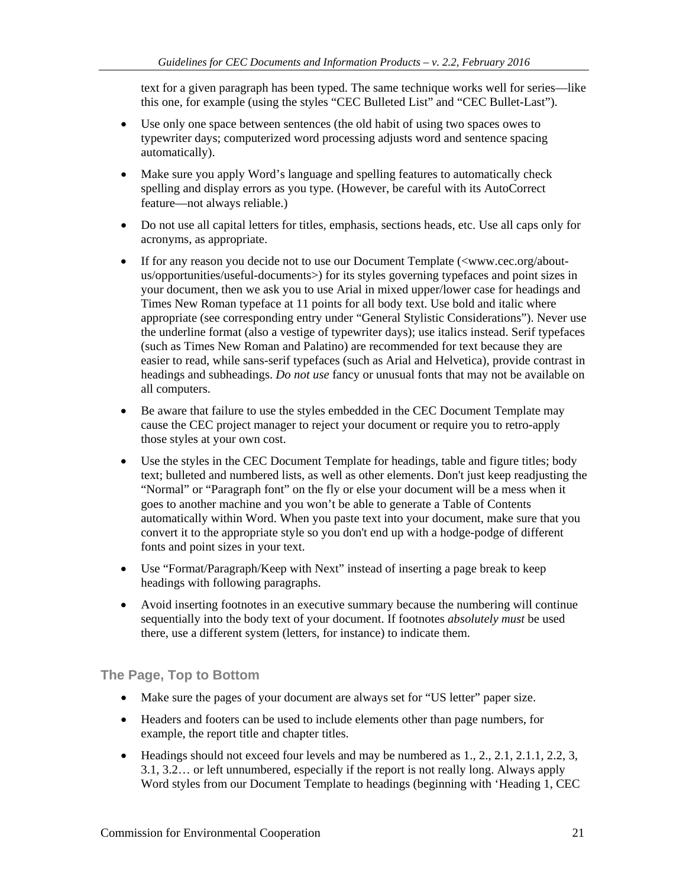text for a given paragraph has been typed. The same technique works well for series—like this one, for example (using the styles "CEC Bulleted List" and "CEC Bullet-Last").

- Use only one space between sentences (the old habit of using two spaces owes to typewriter days; computerized word processing adjusts word and sentence spacing automatically).
- Make sure you apply Word's language and spelling features to automatically check spelling and display errors as you type. (However, be careful with its AutoCorrect feature—not always reliable.)
- Do not use all capital letters for titles, emphasis, sections heads, etc. Use all caps only for acronyms, as appropriate.
- If for any reason you decide not to use our Document Template (<www.cec.org/about-us/opportunities/useful-documents>) for its styles governing typefaces and point sizes in your document, then we ask you to use Arial in mixed upper/lower case for headings and Times New Roman typeface at 11 points for all body text. Use bold and italic where appropriate (see corresponding entry under "General Stylistic Considerations"). Never use the underline format (also a vestige of typewriter days); use italics instead. Serif typefaces (such as Times New Roman and Palatino) are recommended for text because they are easier to read, while sans-serif typefaces (such as Arial and Helvetica), provide contrast in headings and subheadings. *Do not use* fancy or unusual fonts that may not be available on all computers.
- Be aware that failure to use the styles embedded in the CEC Document Template may cause the CEC project manager to reject your document or require you to retro-apply those styles at your own cost.
- Use the styles in the CEC Document Template for headings, table and figure titles; body text; bulleted and numbered lists, as well as other elements. Don't just keep readjusting the "Normal" or "Paragraph font" on the fly or else your document will be a mess when it goes to another machine and you won't be able to generate a Table of Contents automatically within Word. When you paste text into your document, make sure that you convert it to the appropriate style so you don't end up with a hodge-podge of different fonts and point sizes in your text.
- Use "Format/Paragraph/Keep with Next" instead of inserting a page break to keep headings with following paragraphs.
- Avoid inserting footnotes in an executive summary because the numbering will continue sequentially into the body text of your document. If footnotes *absolutely must* be used there, use a different system (letters, for instance) to indicate them.

### The Page, Top to Bottom

- Make sure the pages of your document are always set for "US letter" paper size.
- Headers and footers can be used to include elements other than page numbers, for example, the report title and chapter titles.
- Headings should not exceed four levels and may be numbered as 1., 2., 2.1, 2.1.1, 2.2, 3, 3.1, 3.2… or left unnumbered, especially if the report is not really long. Always apply Word styles from our Document Template to headings (beginning with 'Heading 1, CEC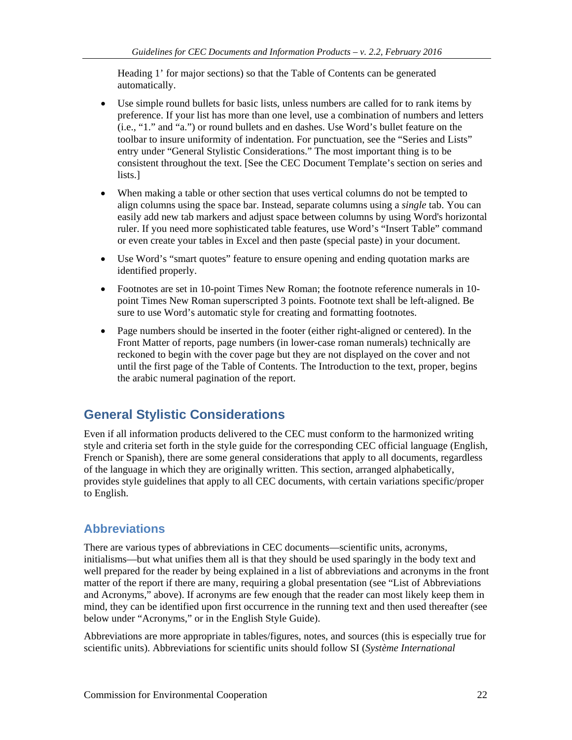Heading 1' for major sections) so that the Table of Contents can be generated automatically.

- Use simple round bullets for basic lists, unless numbers are called for to rank items by preference. If your list has more than one level, use a combination of numbers and letters (i.e., "1." and "a.") or round bullets and en dashes. Use Word's bullet feature on the toolbar to insure uniformity of indentation. For punctuation, see the "Series and Lists" entry under "General Stylistic Considerations." The most important thing is to be consistent throughout the text. [See the CEC Document Template's section on series and lists.]

- When making a table or other section that uses vertical columns do not be tempted to align columns using the space bar. Instead, separate columns using a *single* tab. You can easily add new tab markers and adjust space between columns by using Word's horizontal ruler. If you need more sophisticated table features, use Word's "Insert Table" command or even create your tables in Excel and then paste (special paste) in your document.

- Use Word's "smart quotes" feature to ensure opening and ending quotation marks are identified properly.

- Footnotes are set in 10-point Times New Roman; the footnote reference numerals in 10-point Times New Roman superscripted 3 points. Footnote text shall be left-aligned. Be sure to use Word's automatic style for creating and formatting footnotes.

- Page numbers should be inserted in the footer (either right-aligned or centered). In the Front Matter of reports, page numbers (in lower-case roman numerals) technically are reckoned to begin with the cover page but they are not displayed on the cover and not until the first page of the Table of Contents. The Introduction to the text, proper, begins the arabic numeral pagination of the report.

# General Stylistic Considerations

Even if all information products delivered to the CEC must conform to the harmonized writing style and criteria set forth in the style guide for the corresponding CEC official language (English, French or Spanish), there are some general considerations that apply to all documents, regardless of the language in which they are originally written. This section, arranged alphabetically, provides style guidelines that apply to all CEC documents, with certain variations specific/proper to English.

## Abbreviations

There are various types of abbreviations in CEC documents—scientific units, acronyms, initialisms—but what unifies them all is that they should be used sparingly in the body text and well prepared for the reader by being explained in a list of abbreviations and acronyms in the front matter of the report if there are many, requiring a global presentation (see "List of Abbreviations and Acronyms," above). If acronyms are few enough that the reader can most likely keep them in mind, they can be identified upon first occurrence in the running text and then used thereafter (see below under "Acronyms," or in the English Style Guide).

Abbreviations are more appropriate in tables/figures, notes, and sources (this is especially true for scientific units). Abbreviations for scientific units should follow SI (*Système International*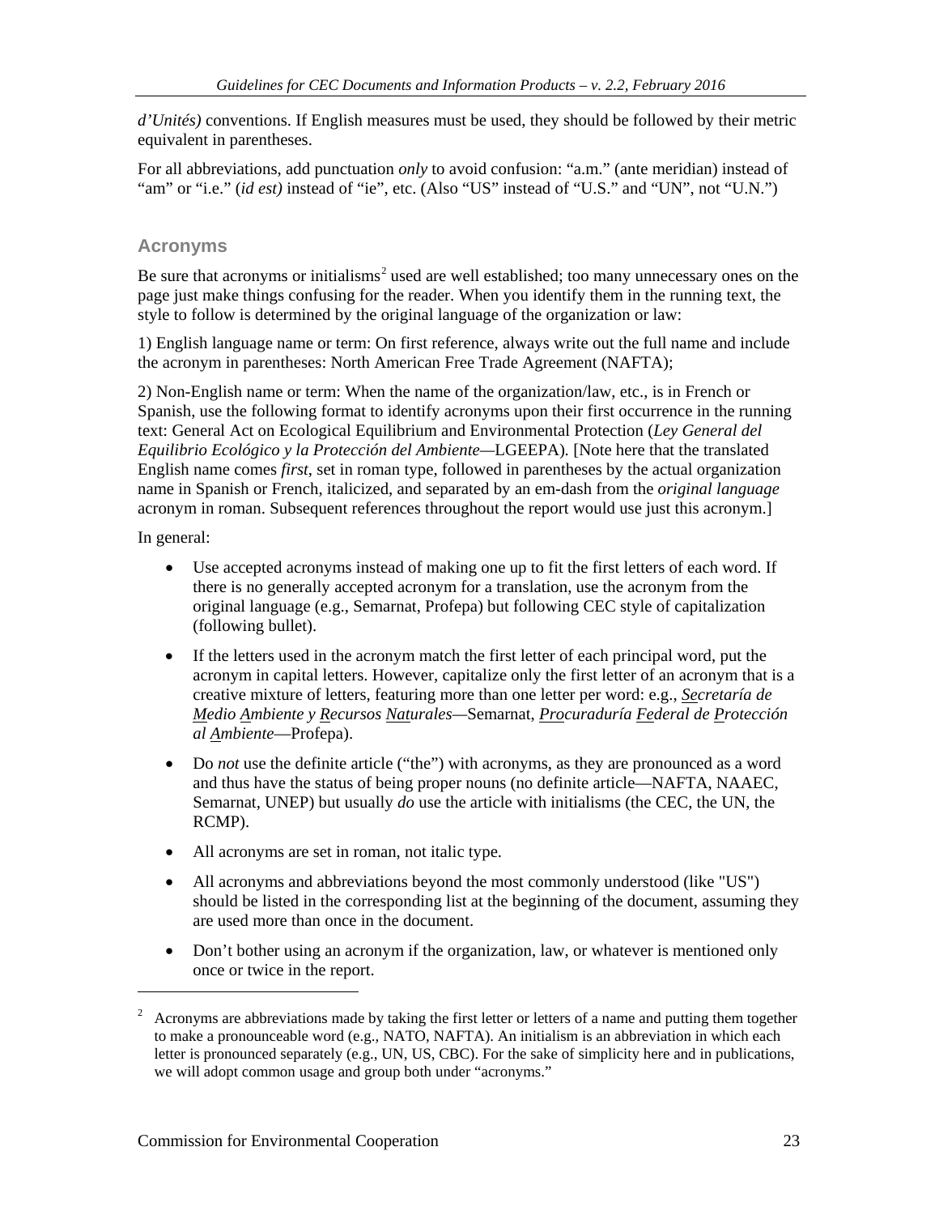*d'Unités)* conventions. If English measures must be used, they should be followed by their metric equivalent in parentheses.

For all abbreviations, add punctuation *only* to avoid confusion: "a.m." (ante meridian) instead of "am" or "i.e." (*id est)* instead of "ie", etc. (Also "US" instead of "U.S." and "UN", not "U.N.")

### Acronyms

Be sure that acronyms or initialisms[2] used are well established; too many unnecessary ones on the page just make things confusing for the reader. When you identify them in the running text, the style to follow is determined by the original language of the organization or law:

1) English language name or term: On first reference, always write out the full name and include the acronym in parentheses: North American Free Trade Agreement (NAFTA);

2) Non-English name or term: When the name of the organization/law, etc., is in French or Spanish, use the following format to identify acronyms upon their first occurrence in the running text: General Act on Ecological Equilibrium and Environmental Protection (*Ley General del Equilibrio Ecológico y la Protección del Ambiente*—LGEEPA). [Note here that the translated English name comes *first*, set in roman type, followed in parentheses by the actual organization name in Spanish or French, italicized, and separated by an em-dash from the *original language* acronym in roman. Subsequent references throughout the report would use just this acronym.]

In general:

- Use accepted acronyms instead of making one up to fit the first letters of each word. If there is no generally accepted acronym for a translation, use the acronym from the original language (e.g., Semarnat, Profepa) but following CEC style of capitalization (following bullet).
- If the letters used in the acronym match the first letter of each principal word, put the acronym in capital letters. However, capitalize only the first letter of an acronym that is a creative mixture of letters, featuring more than one letter per word: e.g., *<u>Se</u>cretaría de <u>M</u>edio <u>A</u>mbiente y <u>R</u>ecursos <u>Nat</u>urales*—Semarnat, *<u>Pro</u>curaduría <u>Fe</u>deral de <u>P</u>rotección al <u>A</u>mbiente*—Profepa).
- Do *not* use the definite article ("the") with acronyms, as they are pronounced as a word and thus have the status of being proper nouns (no definite article—NAFTA, NAAEC, Semarnat, UNEP) but usually *do* use the article with initialisms (the CEC, the UN, the RCMP).
- All acronyms are set in roman, not italic type.
- All acronyms and abbreviations beyond the most commonly understood (like "US") should be listed in the corresponding list at the beginning of the document, assuming they are used more than once in the document.
- Don't bother using an acronym if the organization, law, or whatever is mentioned only once or twice in the report.

[2] Acronyms are abbreviations made by taking the first letter or letters of a name and putting them together to make a pronounceable word (e.g., NATO, NAFTA). An initialism is an abbreviation in which each letter is pronounced separately (e.g., UN, US, CBC). For the sake of simplicity here and in publications, we will adopt common usage and group both under "acronyms."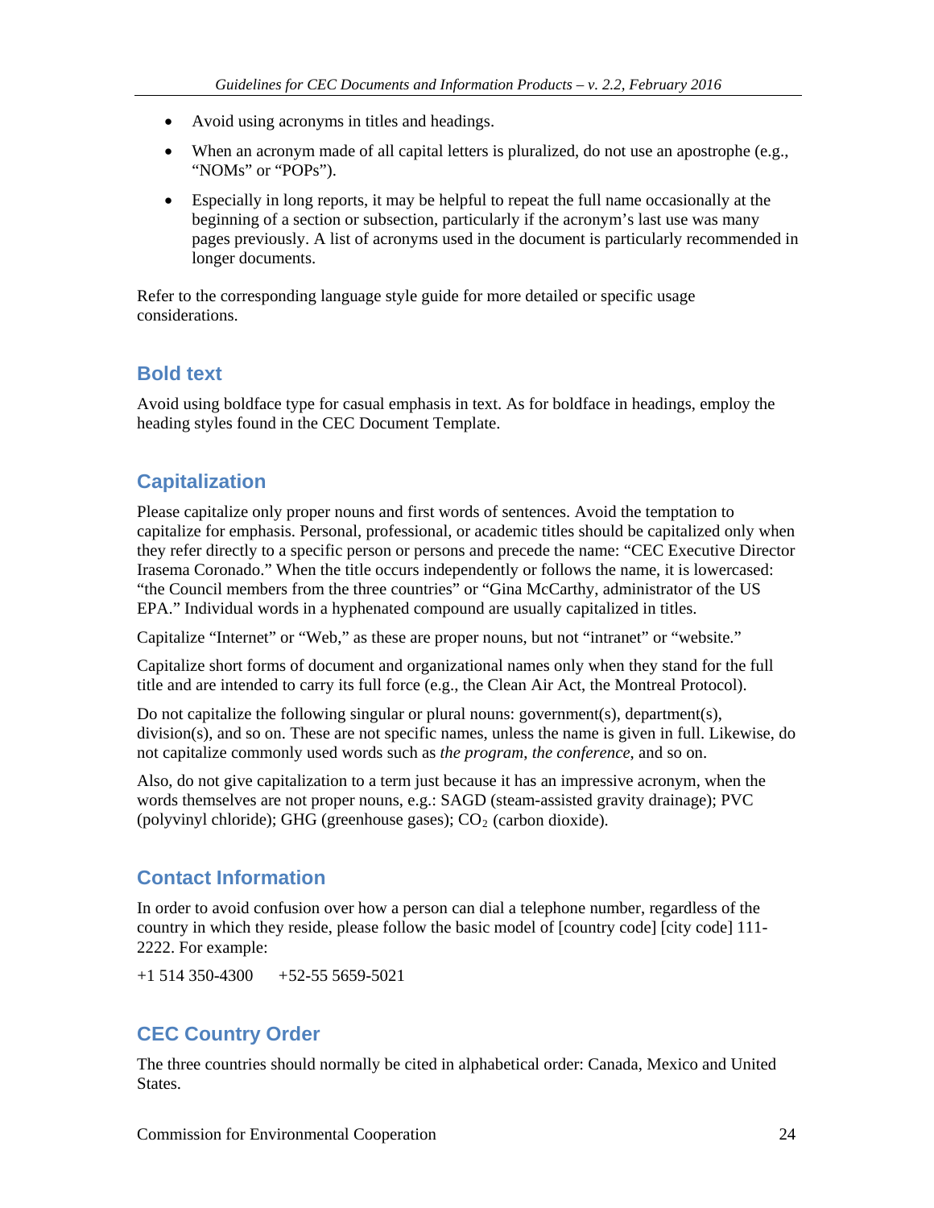- Avoid using acronyms in titles and headings.
- When an acronym made of all capital letters is pluralized, do not use an apostrophe (e.g., "NOMs" or "POPs").
- Especially in long reports, it may be helpful to repeat the full name occasionally at the beginning of a section or subsection, particularly if the acronym's last use was many pages previously. A list of acronyms used in the document is particularly recommended in longer documents.

Refer to the corresponding language style guide for more detailed or specific usage considerations.

## Bold text

Avoid using boldface type for casual emphasis in text. As for boldface in headings, employ the heading styles found in the CEC Document Template.

## Capitalization

Please capitalize only proper nouns and first words of sentences. Avoid the temptation to capitalize for emphasis. Personal, professional, or academic titles should be capitalized only when they refer directly to a specific person or persons and precede the name: "CEC Executive Director Irasema Coronado." When the title occurs independently or follows the name, it is lowercased: "the Council members from the three countries" or "Gina McCarthy, administrator of the US EPA." Individual words in a hyphenated compound are usually capitalized in titles.

Capitalize "Internet" or "Web," as these are proper nouns, but not "intranet" or "website."

Capitalize short forms of document and organizational names only when they stand for the full title and are intended to carry its full force (e.g., the Clean Air Act, the Montreal Protocol).

Do not capitalize the following singular or plural nouns: government(s), department(s), division(s), and so on. These are not specific names, unless the name is given in full. Likewise, do not capitalize commonly used words such as *the program*, *the conference*, and so on.

Also, do not give capitalization to a term just because it has an impressive acronym, when the words themselves are not proper nouns, e.g.: SAGD (steam-assisted gravity drainage); PVC (polyvinyl chloride); GHG (greenhouse gases); $CO_2$ (carbon dioxide).

## Contact Information

In order to avoid confusion over how a person can dial a telephone number, regardless of the country in which they reside, please follow the basic model of [country code] [city code] 111-2222. For example:

+1 514 350-4300     +52-55 5659-5021

## CEC Country Order

The three countries should normally be cited in alphabetical order: Canada, Mexico and United States.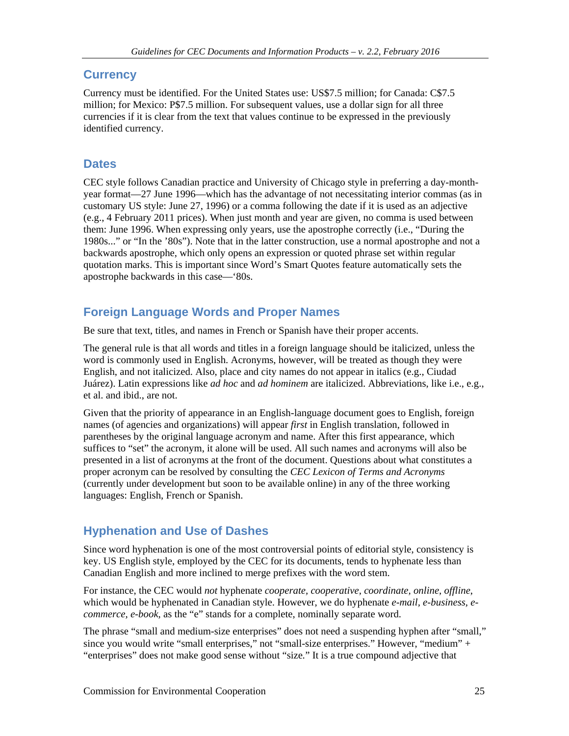## Currency

Currency must be identified. For the United States use: US$7.5 million; for Canada: C$7.5 million; for Mexico: P$7.5 million. For subsequent values, use a dollar sign for all three currencies if it is clear from the text that values continue to be expressed in the previously identified currency.

## Dates

CEC style follows Canadian practice and University of Chicago style in preferring a day-month-year format—27 June 1996—which has the advantage of not necessitating interior commas (as in customary US style: June 27, 1996) or a comma following the date if it is used as an adjective (e.g., 4 February 2011 prices). When just month and year are given, no comma is used between them: June 1996. When expressing only years, use the apostrophe correctly (i.e., "During the 1980s..." or "In the '80s"). Note that in the latter construction, use a normal apostrophe and not a backwards apostrophe, which only opens an expression or quoted phrase set within regular quotation marks. This is important since Word's Smart Quotes feature automatically sets the apostrophe backwards in this case—'80s.

## Foreign Language Words and Proper Names

Be sure that text, titles, and names in French or Spanish have their proper accents.

The general rule is that all words and titles in a foreign language should be italicized, unless the word is commonly used in English. Acronyms, however, will be treated as though they were English, and not italicized. Also, place and city names do not appear in italics (e.g., Ciudad Juárez). Latin expressions like *ad hoc* and *ad hominem* are italicized. Abbreviations, like i.e., e.g., et al. and ibid., are not.

Given that the priority of appearance in an English-language document goes to English, foreign names (of agencies and organizations) will appear *first* in English translation, followed in parentheses by the original language acronym and name. After this first appearance, which suffices to "set" the acronym, it alone will be used. All such names and acronyms will also be presented in a list of acronyms at the front of the document. Questions about what constitutes a proper acronym can be resolved by consulting the *CEC Lexicon of Terms and Acronyms* (currently under development but soon to be available online) in any of the three working languages: English, French or Spanish.

## Hyphenation and Use of Dashes

Since word hyphenation is one of the most controversial points of editorial style, consistency is key. US English style, employed by the CEC for its documents, tends to hyphenate less than Canadian English and more inclined to merge prefixes with the word stem.

For instance, the CEC would *not* hyphenate *cooperate, cooperative, coordinate, online, offline*, which would be hyphenated in Canadian style. However, we do hyphenate *e-mail, e-business, e-commerce, e-book*, as the "e" stands for a complete, nominally separate word.

The phrase "small and medium-size enterprises" does not need a suspending hyphen after "small," since you would write "small enterprises," not "small-size enterprises." However, "medium" + "enterprises" does not make good sense without "size." It is a true compound adjective that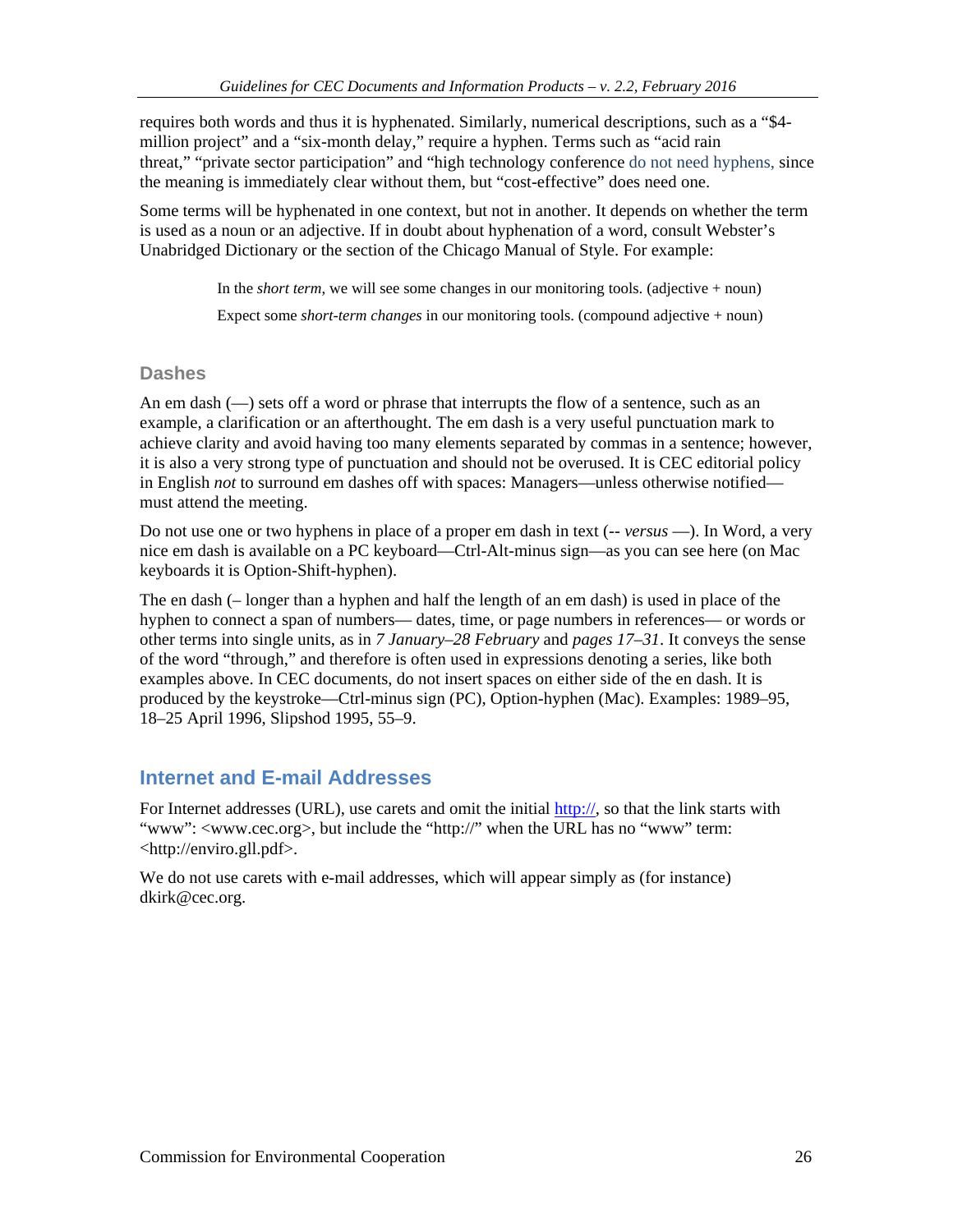requires both words and thus it is hyphenated. Similarly, numerical descriptions, such as a "$4-million project" and a "six-month delay," require a hyphen. Terms such as "acid rain threat," "private sector participation" and "high technology conference do not need hyphens, since the meaning is immediately clear without them, but "cost-effective" does need one.

Some terms will be hyphenated in one context, but not in another. It depends on whether the term is used as a noun or an adjective. If in doubt about hyphenation of a word, consult Webster's Unabridged Dictionary or the section of the Chicago Manual of Style. For example:

> In the *short term*, we will see some changes in our monitoring tools. (adjective + noun)
>
> Expect some *short-term changes* in our monitoring tools. (compound adjective + noun)

### Dashes

An em dash (—) sets off a word or phrase that interrupts the flow of a sentence, such as an example, a clarification or an afterthought. The em dash is a very useful punctuation mark to achieve clarity and avoid having too many elements separated by commas in a sentence; however, it is also a very strong type of punctuation and should not be overused. It is CEC editorial policy in English *not* to surround em dashes off with spaces: Managers—unless otherwise notified—must attend the meeting.

Do not use one or two hyphens in place of a proper em dash in text (-- *versus* —). In Word, a very nice em dash is available on a PC keyboard—Ctrl-Alt-minus sign—as you can see here (on Mac keyboards it is Option-Shift-hyphen).

The en dash (– longer than a hyphen and half the length of an em dash) is used in place of the hyphen to connect a span of numbers— dates, time, or page numbers in references— or words or other terms into single units, as in *7 January–28 February* and *pages 17–31*. It conveys the sense of the word "through," and therefore is often used in expressions denoting a series, like both examples above. In CEC documents, do not insert spaces on either side of the en dash. It is produced by the keystroke—Ctrl-minus sign (PC), Option-hyphen (Mac). Examples: 1989–95, 18–25 April 1996, Slipshod 1995, 55–9.

## Internet and E-mail Addresses

For Internet addresses (URL), use carets and omit the initial http://, so that the link starts with "www": <www.cec.org>, but include the "http://" when the URL has no "www" term: <http://enviro.gll.pdf>.

We do not use carets with e-mail addresses, which will appear simply as (for instance) dkirk@cec.org.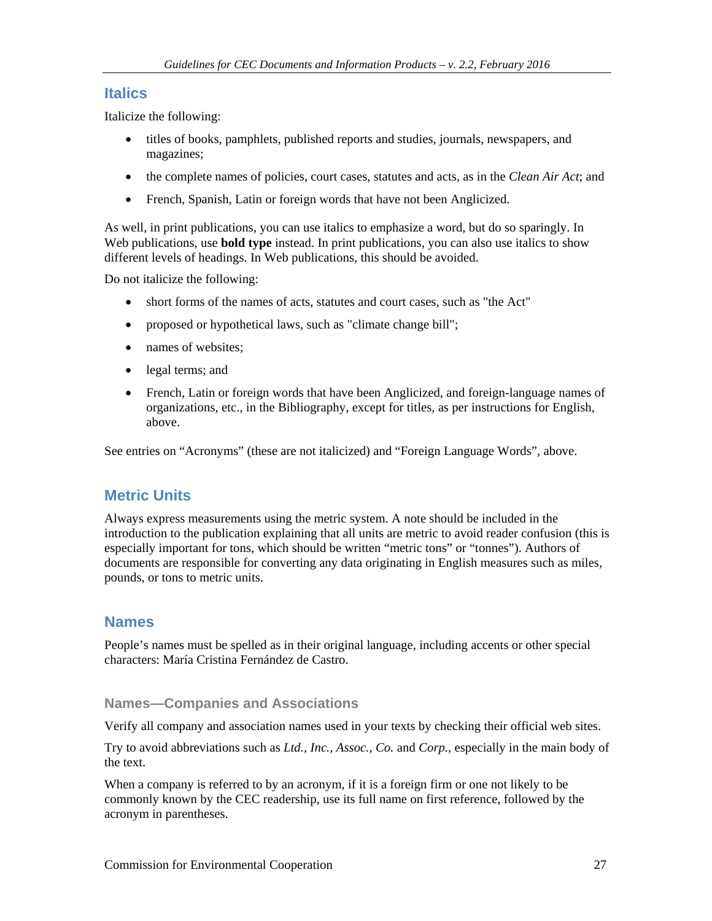## Italics

Italicize the following:

- titles of books, pamphlets, published reports and studies, journals, newspapers, and magazines;
- the complete names of policies, court cases, statutes and acts, as in the *Clean Air Act*; and
- French, Spanish, Latin or foreign words that have not been Anglicized.

As well, in print publications, you can use italics to emphasize a word, but do so sparingly. In Web publications, use **bold type** instead. In print publications, you can also use italics to show different levels of headings. In Web publications, this should be avoided.

Do not italicize the following:

- short forms of the names of acts, statutes and court cases, such as "the Act"
- proposed or hypothetical laws, such as "climate change bill";
- names of websites;
- legal terms; and
- French, Latin or foreign words that have been Anglicized, and foreign-language names of organizations, etc., in the Bibliography, except for titles, as per instructions for English, above.

See entries on “Acronyms” (these are not italicized) and “Foreign Language Words”, above.

## Metric Units

Always express measurements using the metric system. A note should be included in the introduction to the publication explaining that all units are metric to avoid reader confusion (this is especially important for tons, which should be written “metric tons” or “tonnes”). Authors of documents are responsible for converting any data originating in English measures such as miles, pounds, or tons to metric units.

## Names

People’s names must be spelled as in their original language, including accents or other special characters: María Cristina Fernández de Castro.

### Names—Companies and Associations

Verify all company and association names used in your texts by checking their official web sites.

Try to avoid abbreviations such as *Ltd., Inc., Assoc., Co.* and *Corp.*, especially in the main body of the text.

When a company is referred to by an acronym, if it is a foreign firm or one not likely to be commonly known by the CEC readership, use its full name on first reference, followed by the acronym in parentheses.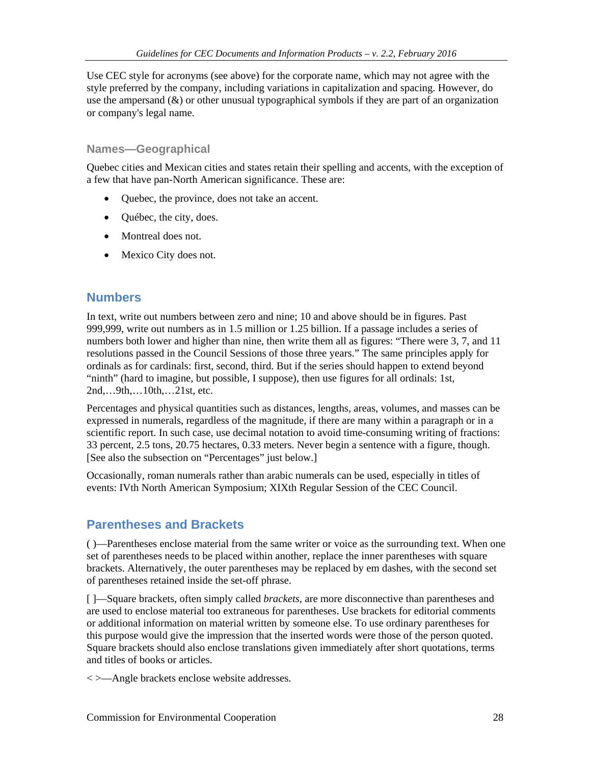Use CEC style for acronyms (see above) for the corporate name, which may not agree with the style preferred by the company, including variations in capitalization and spacing. However, do use the ampersand (&) or other unusual typographical symbols if they are part of an organization or company's legal name.

### Names—Geographical

Quebec cities and Mexican cities and states retain their spelling and accents, with the exception of a few that have pan-North American significance. These are:

- Quebec, the province, does not take an accent.
- Québec, the city, does.
- Montreal does not.
- Mexico City does not.

## Numbers

In text, write out numbers between zero and nine; 10 and above should be in figures. Past 999,999, write out numbers as in 1.5 million or 1.25 billion. If a passage includes a series of numbers both lower and higher than nine, then write them all as figures: "There were 3, 7, and 11 resolutions passed in the Council Sessions of those three years." The same principles apply for ordinals as for cardinals: first, second, third. But if the series should happen to extend beyond "ninth" (hard to imagine, but possible, I suppose), then use figures for all ordinals: 1st, 2nd,…9th,…10th,…21st, etc.

Percentages and physical quantities such as distances, lengths, areas, volumes, and masses can be expressed in numerals, regardless of the magnitude, if there are many within a paragraph or in a scientific report. In such case, use decimal notation to avoid time-consuming writing of fractions: 33 percent, 2.5 tons, 20.75 hectares, 0.33 meters. Never begin a sentence with a figure, though. [See also the subsection on "Percentages" just below.]

Occasionally, roman numerals rather than arabic numerals can be used, especially in titles of events: IVth North American Symposium; XIXth Regular Session of the CEC Council.

## Parentheses and Brackets

( )—Parentheses enclose material from the same writer or voice as the surrounding text. When one set of parentheses needs to be placed within another, replace the inner parentheses with square brackets. Alternatively, the outer parentheses may be replaced by em dashes, with the second set of parentheses retained inside the set-off phrase.

[ ]—Square brackets, often simply called *brackets*, are more disconnective than parentheses and are used to enclose material too extraneous for parentheses. Use brackets for editorial comments or additional information on material written by someone else. To use ordinary parentheses for this purpose would give the impression that the inserted words were those of the person quoted. Square brackets should also enclose translations given immediately after short quotations, terms and titles of books or articles.

< >—Angle brackets enclose website addresses.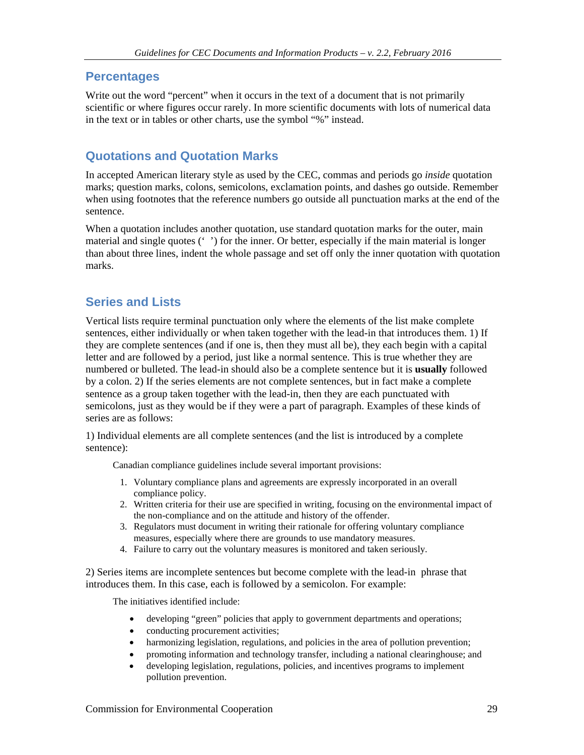## Percentages

Write out the word "percent" when it occurs in the text of a document that is not primarily scientific or where figures occur rarely. In more scientific documents with lots of numerical data in the text or in tables or other charts, use the symbol "%" instead.

## Quotations and Quotation Marks

In accepted American literary style as used by the CEC, commas and periods go *inside* quotation marks; question marks, colons, semicolons, exclamation points, and dashes go outside. Remember when using footnotes that the reference numbers go outside all punctuation marks at the end of the sentence.

When a quotation includes another quotation, use standard quotation marks for the outer, main material and single quotes (' ') for the inner. Or better, especially if the main material is longer than about three lines, indent the whole passage and set off only the inner quotation with quotation marks.

## Series and Lists

Vertical lists require terminal punctuation only where the elements of the list make complete sentences, either individually or when taken together with the lead-in that introduces them. 1) If they are complete sentences (and if one is, then they must all be), they each begin with a capital letter and are followed by a period, just like a normal sentence. This is true whether they are numbered or bulleted. The lead-in should also be a complete sentence but it is **usually** followed by a colon. 2) If the series elements are not complete sentences, but in fact make a complete sentence as a group taken together with the lead-in, then they are each punctuated with semicolons, just as they would be if they were a part of paragraph. Examples of these kinds of series are as follows:

1) Individual elements are all complete sentences (and the list is introduced by a complete sentence):

> Canadian compliance guidelines include several important provisions:
>
> 1. Voluntary compliance plans and agreements are expressly incorporated in an overall compliance policy.
> 2. Written criteria for their use are specified in writing, focusing on the environmental impact of the non-compliance and on the attitude and history of the offender.
> 3. Regulators must document in writing their rationale for offering voluntary compliance measures, especially where there are grounds to use mandatory measures.
> 4. Failure to carry out the voluntary measures is monitored and taken seriously.

2) Series items are incomplete sentences but become complete with the lead-in phrase that introduces them. In this case, each is followed by a semicolon. For example:

> The initiatives identified include:
>
> - developing "green" policies that apply to government departments and operations;
> - conducting procurement activities;
> - harmonizing legislation, regulations, and policies in the area of pollution prevention;
> - promoting information and technology transfer, including a national clearinghouse; and
> - developing legislation, regulations, policies, and incentives programs to implement pollution prevention.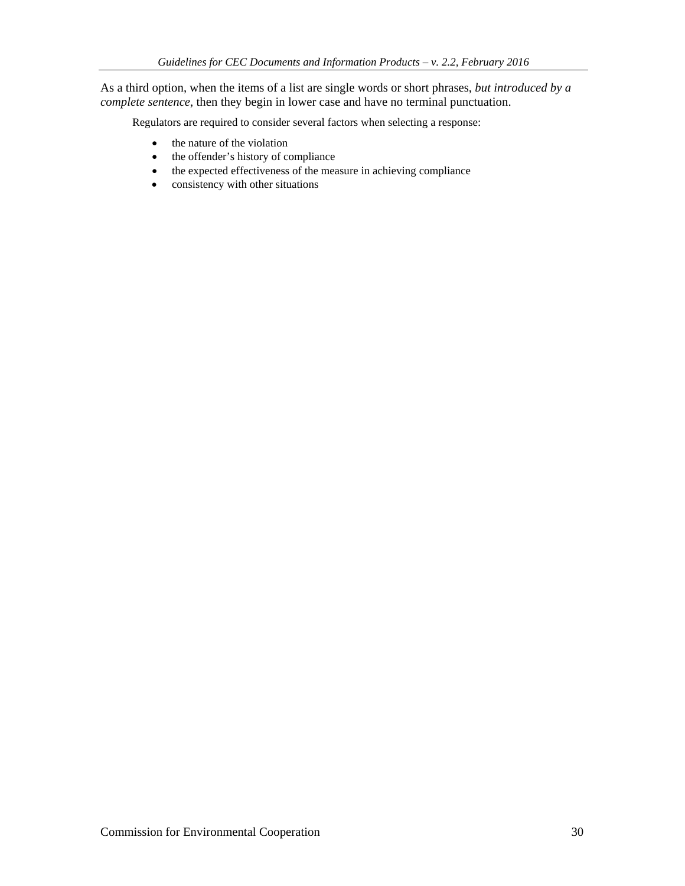As a third option, when the items of a list are single words or short phrases, *but introduced by a complete sentence*, then they begin in lower case and have no terminal punctuation.

> Regulators are required to consider several factors when selecting a response:
>
> - the nature of the violation
> - the offender's history of compliance
> - the expected effectiveness of the measure in achieving compliance
> - consistency with other situations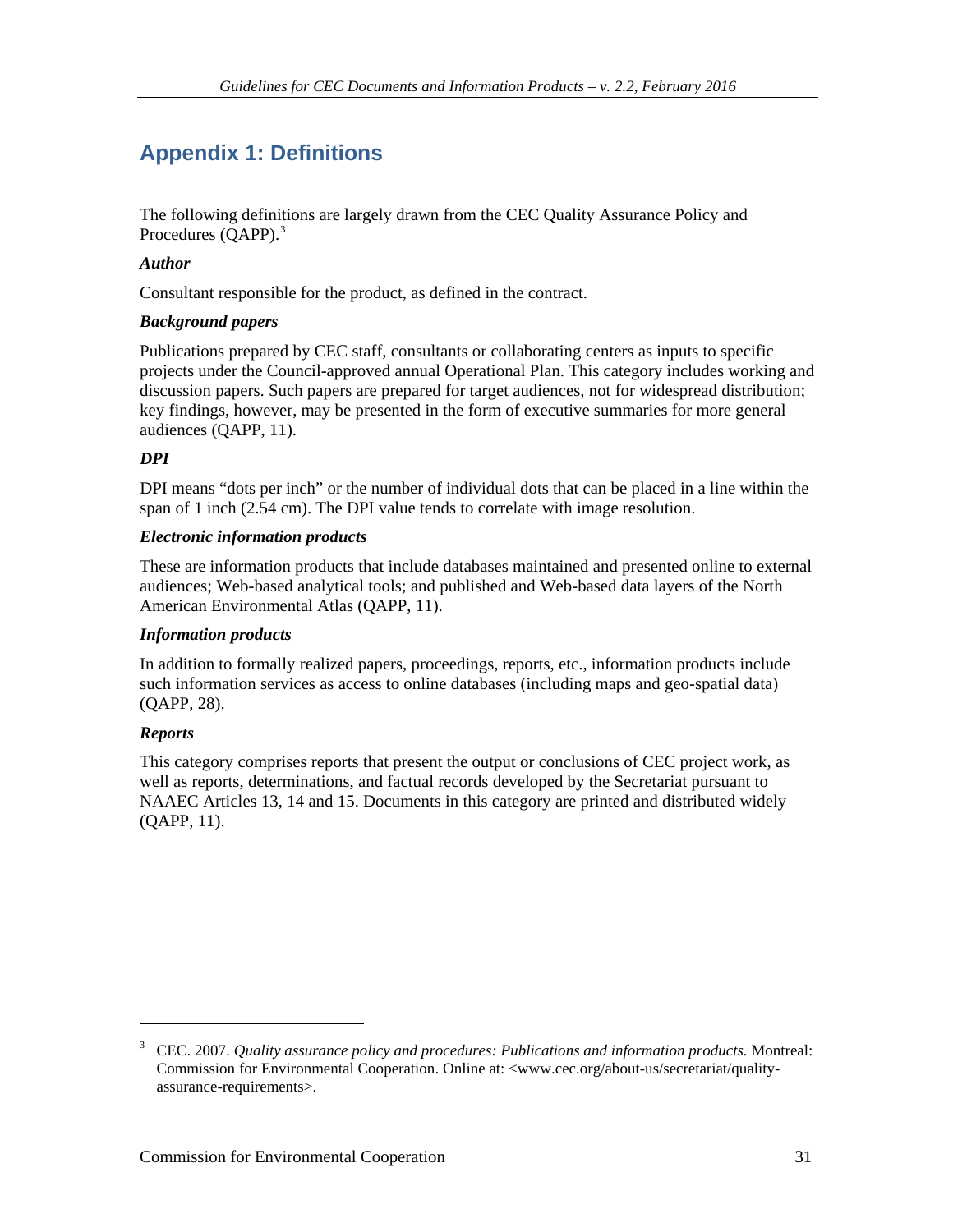## Appendix 1: Definitions

The following definitions are largely drawn from the CEC Quality Assurance Policy and Procedures (QAPP).[3]

***Author***

Consultant responsible for the product, as defined in the contract.

***Background papers***

Publications prepared by CEC staff, consultants or collaborating centers as inputs to specific projects under the Council-approved annual Operational Plan. This category includes working and discussion papers. Such papers are prepared for target audiences, not for widespread distribution; key findings, however, may be presented in the form of executive summaries for more general audiences (QAPP, 11).

***DPI***

DPI means "dots per inch" or the number of individual dots that can be placed in a line within the span of 1 inch (2.54 cm). The DPI value tends to correlate with image resolution.

***Electronic information products***

These are information products that include databases maintained and presented online to external audiences; Web-based analytical tools; and published and Web-based data layers of the North American Environmental Atlas (QAPP, 11).

***Information products***

In addition to formally realized papers, proceedings, reports, etc., information products include such information services as access to online databases (including maps and geo-spatial data) (QAPP, 28).

***Reports***

This category comprises reports that present the output or conclusions of CEC project work, as well as reports, determinations, and factual records developed by the Secretariat pursuant to NAAEC Articles 13, 14 and 15. Documents in this category are printed and distributed widely (QAPP, 11).

---

[3] CEC. 2007. *Quality assurance policy and procedures: Publications and information products.* Montreal: Commission for Environmental Cooperation. Online at: <www.cec.org/about-us/secretariat/quality-assurance-requirements>.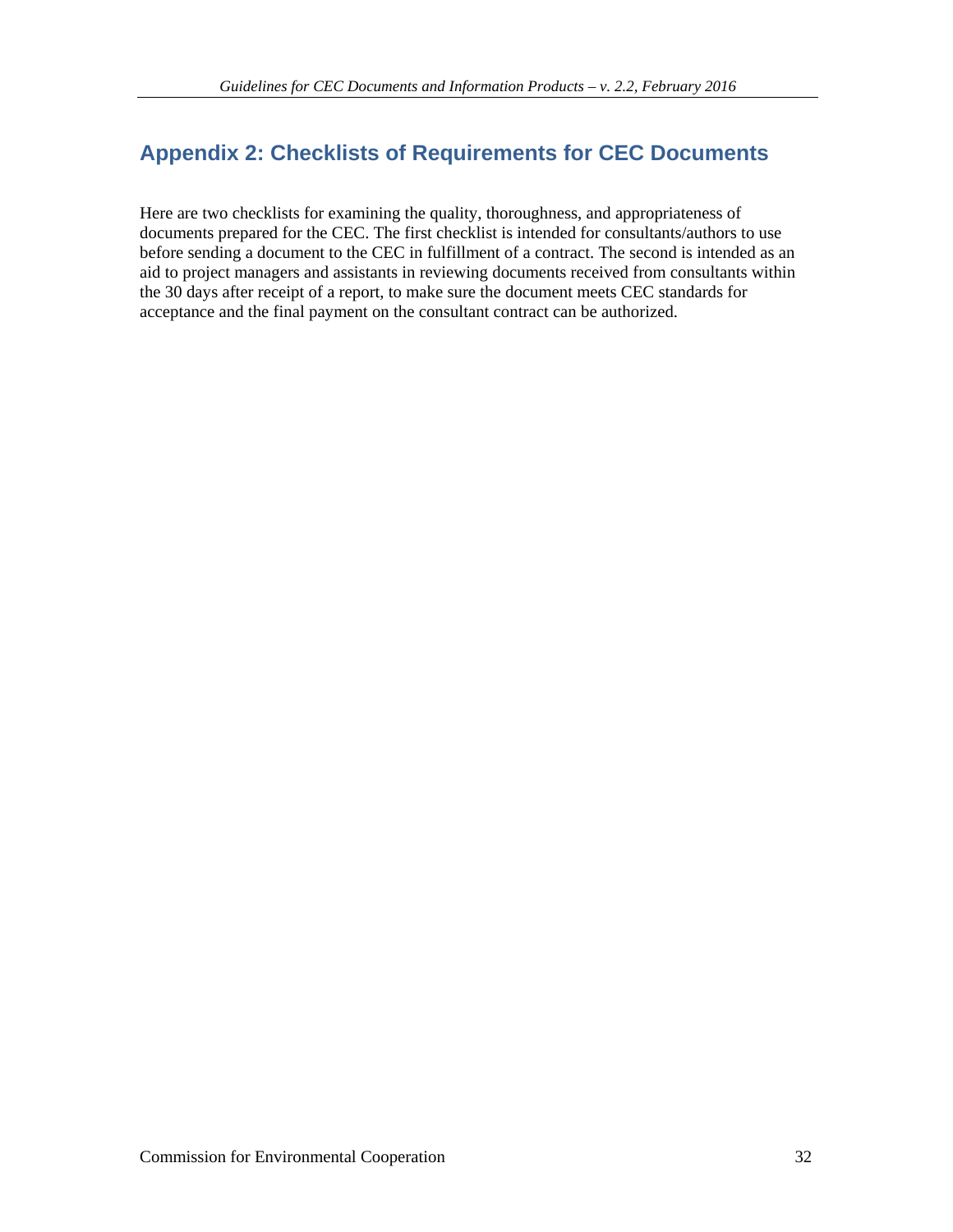## Appendix 2: Checklists of Requirements for CEC Documents

Here are two checklists for examining the quality, thoroughness, and appropriateness of documents prepared for the CEC. The first checklist is intended for consultants/authors to use before sending a document to the CEC in fulfillment of a contract. The second is intended as an aid to project managers and assistants in reviewing documents received from consultants within the 30 days after receipt of a report, to make sure the document meets CEC standards for acceptance and the final payment on the consultant contract can be authorized.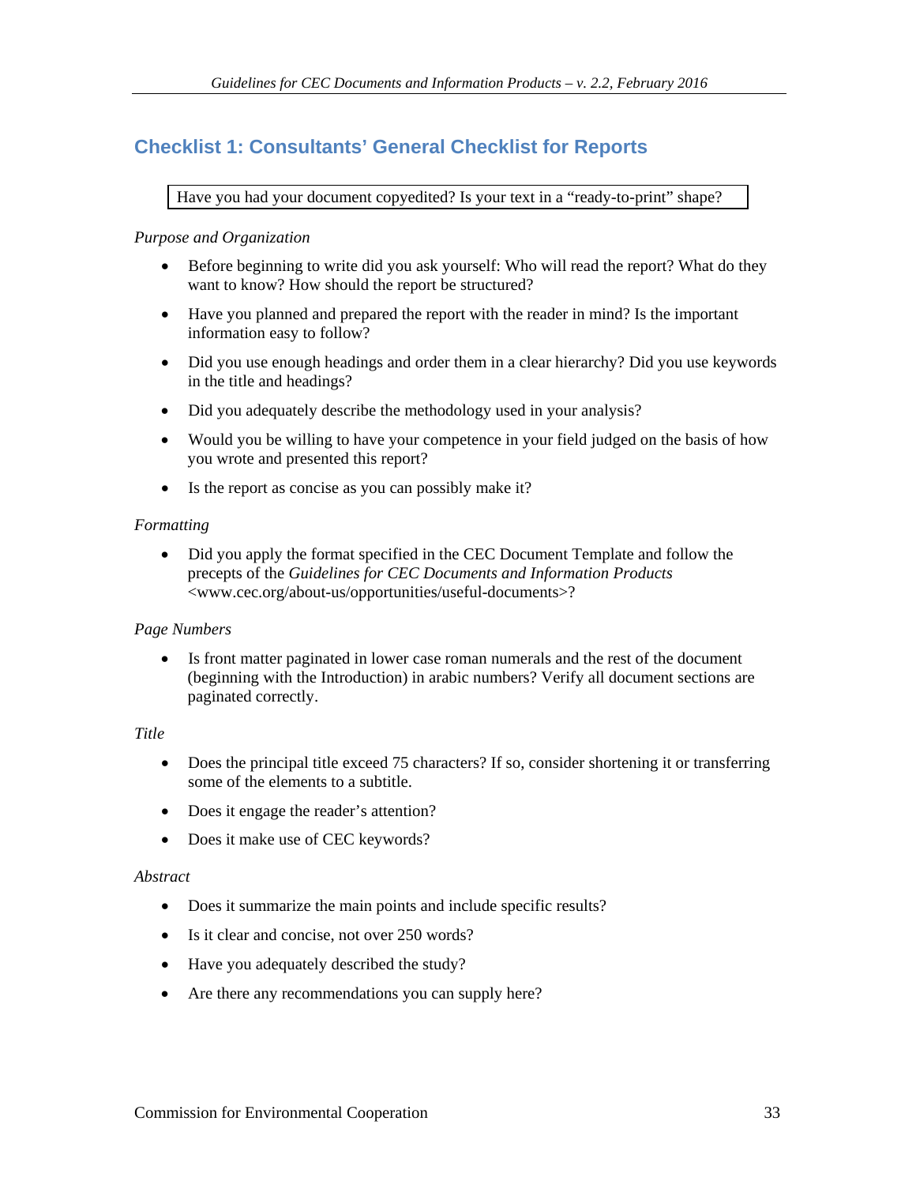## Checklist 1: Consultants' General Checklist for Reports

Have you had your document copyedited? Is your text in a "ready-to-print" shape?

*Purpose and Organization*

- Before beginning to write did you ask yourself: Who will read the report? What do they want to know? How should the report be structured?
- Have you planned and prepared the report with the reader in mind? Is the important information easy to follow?
- Did you use enough headings and order them in a clear hierarchy? Did you use keywords in the title and headings?
- Did you adequately describe the methodology used in your analysis?
- Would you be willing to have your competence in your field judged on the basis of how you wrote and presented this report?
- Is the report as concise as you can possibly make it?

*Formatting*

- Did you apply the format specified in the CEC Document Template and follow the precepts of the *Guidelines for CEC Documents and Information Products* <www.cec.org/about-us/opportunities/useful-documents>?

*Page Numbers*

- Is front matter paginated in lower case roman numerals and the rest of the document (beginning with the Introduction) in arabic numbers? Verify all document sections are paginated correctly.

*Title*

- Does the principal title exceed 75 characters? If so, consider shortening it or transferring some of the elements to a subtitle.
- Does it engage the reader's attention?
- Does it make use of CEC keywords?

*Abstract*

- Does it summarize the main points and include specific results?
- Is it clear and concise, not over 250 words?
- Have you adequately described the study?
- Are there any recommendations you can supply here?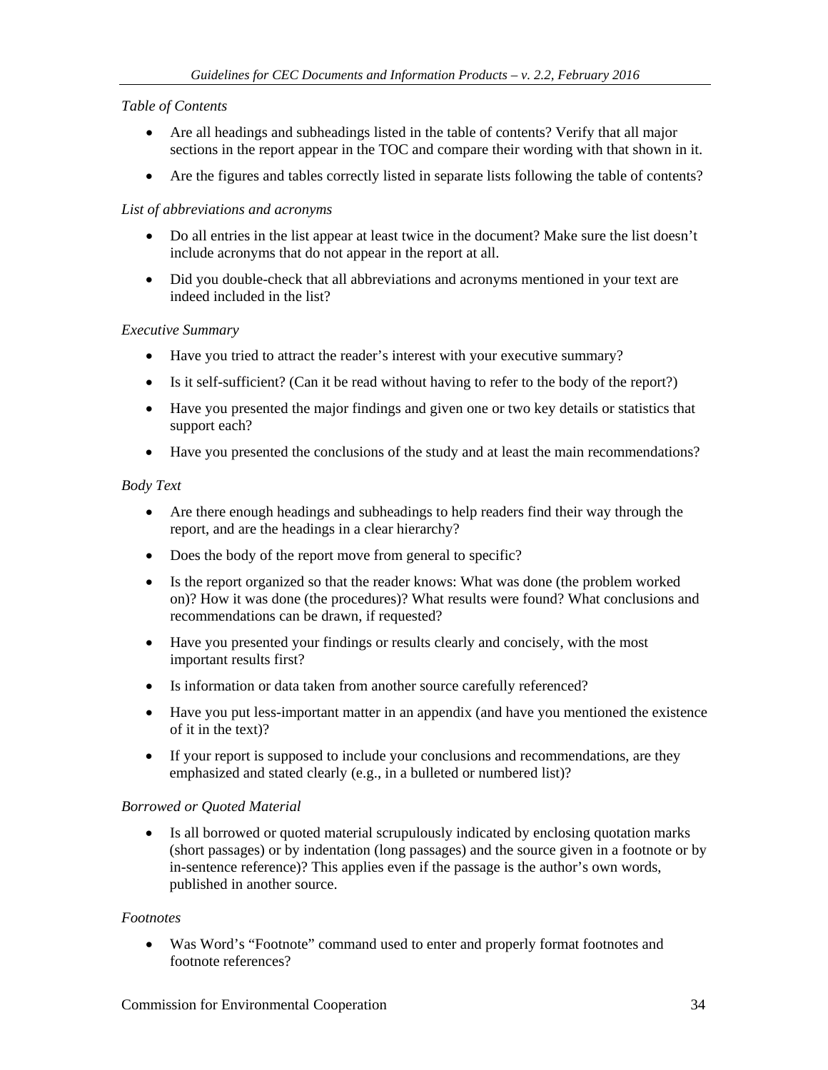*Table of Contents*

- Are all headings and subheadings listed in the table of contents? Verify that all major sections in the report appear in the TOC and compare their wording with that shown in it.
- Are the figures and tables correctly listed in separate lists following the table of contents?

*List of abbreviations and acronyms*

- Do all entries in the list appear at least twice in the document? Make sure the list doesn't include acronyms that do not appear in the report at all.
- Did you double-check that all abbreviations and acronyms mentioned in your text are indeed included in the list?

*Executive Summary*

- Have you tried to attract the reader's interest with your executive summary?
- Is it self-sufficient? (Can it be read without having to refer to the body of the report?)
- Have you presented the major findings and given one or two key details or statistics that support each?
- Have you presented the conclusions of the study and at least the main recommendations?

*Body Text*

- Are there enough headings and subheadings to help readers find their way through the report, and are the headings in a clear hierarchy?
- Does the body of the report move from general to specific?
- Is the report organized so that the reader knows: What was done (the problem worked on)? How it was done (the procedures)? What results were found? What conclusions and recommendations can be drawn, if requested?
- Have you presented your findings or results clearly and concisely, with the most important results first?
- Is information or data taken from another source carefully referenced?
- Have you put less-important matter in an appendix (and have you mentioned the existence of it in the text)?
- If your report is supposed to include your conclusions and recommendations, are they emphasized and stated clearly (e.g., in a bulleted or numbered list)?

*Borrowed or Quoted Material*

- Is all borrowed or quoted material scrupulously indicated by enclosing quotation marks (short passages) or by indentation (long passages) and the source given in a footnote or by in-sentence reference)? This applies even if the passage is the author's own words, published in another source.

*Footnotes*

- Was Word's "Footnote" command used to enter and properly format footnotes and footnote references?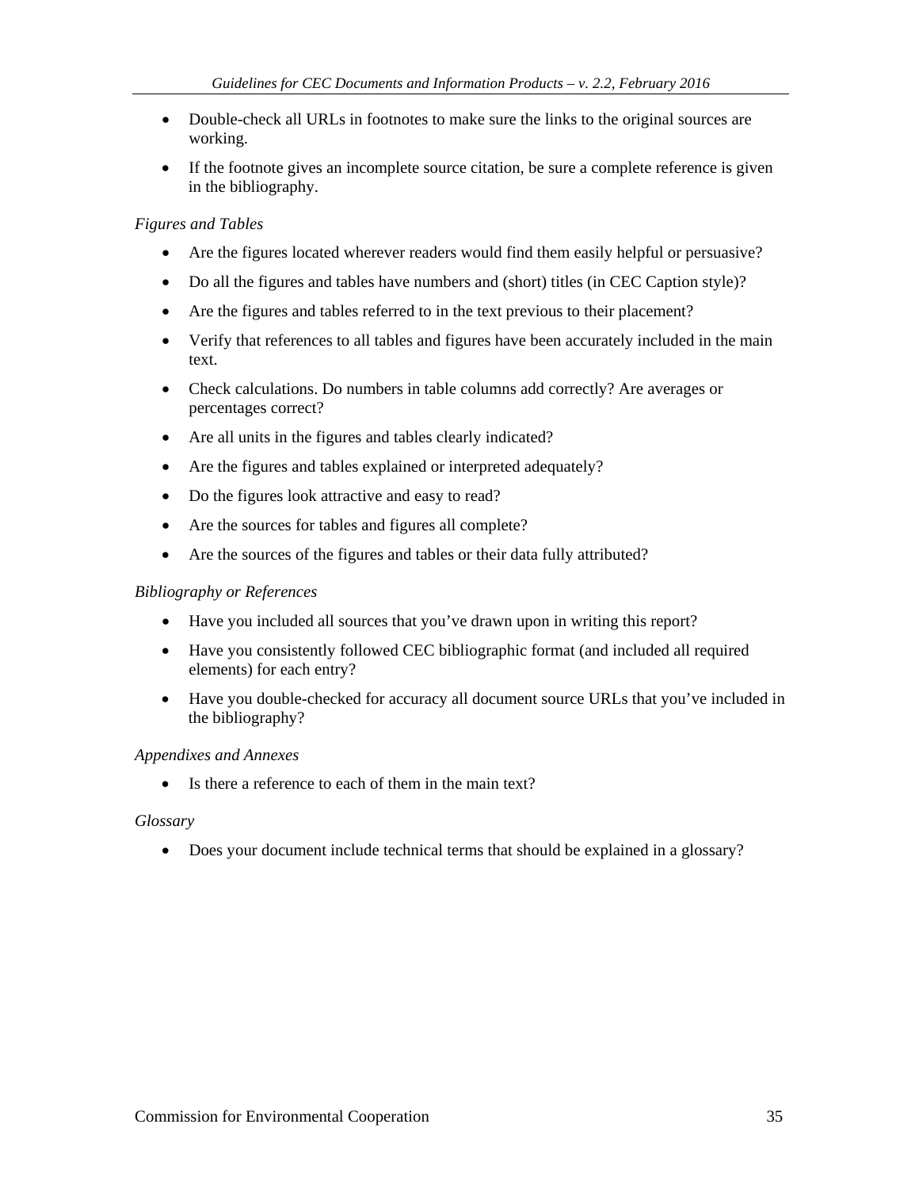- Double-check all URLs in footnotes to make sure the links to the original sources are working.
- If the footnote gives an incomplete source citation, be sure a complete reference is given in the bibliography.

*Figures and Tables*

- Are the figures located wherever readers would find them easily helpful or persuasive?
- Do all the figures and tables have numbers and (short) titles (in CEC Caption style)?
- Are the figures and tables referred to in the text previous to their placement?
- Verify that references to all tables and figures have been accurately included in the main text.
- Check calculations. Do numbers in table columns add correctly? Are averages or percentages correct?
- Are all units in the figures and tables clearly indicated?
- Are the figures and tables explained or interpreted adequately?
- Do the figures look attractive and easy to read?
- Are the sources for tables and figures all complete?
- Are the sources of the figures and tables or their data fully attributed?

*Bibliography or References*

- Have you included all sources that you've drawn upon in writing this report?
- Have you consistently followed CEC bibliographic format (and included all required elements) for each entry?
- Have you double-checked for accuracy all document source URLs that you've included in the bibliography?

*Appendixes and Annexes*

- Is there a reference to each of them in the main text?

*Glossary*

- Does your document include technical terms that should be explained in a glossary?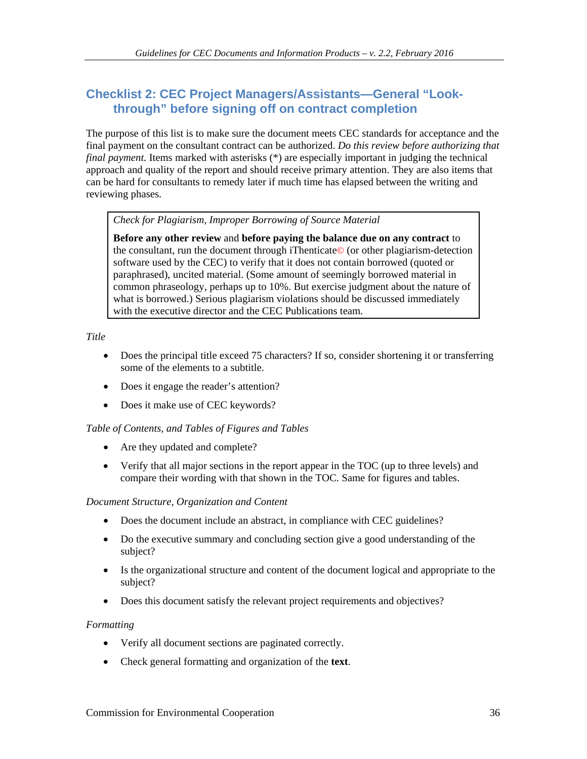## Checklist 2: CEC Project Managers/Assistants—General "Look-through" before signing off on contract completion

The purpose of this list is to make sure the document meets CEC standards for acceptance and the final payment on the consultant contract can be authorized. *Do this review before authorizing that final payment.* Items marked with asterisks (*) are especially important in judging the technical approach and quality of the report and should receive primary attention. They are also items that can be hard for consultants to remedy later if much time has elapsed between the writing and reviewing phases.

> *Check for Plagiarism, Improper Borrowing of Source Material*
>
> **Before any other review** and **before paying the balance due on any contract** to the consultant, run the document through iThenticate© (or other plagiarism-detection software used by the CEC) to verify that it does not contain borrowed (quoted or paraphrased), uncited material. (Some amount of seemingly borrowed material in common phraseology, perhaps up to 10%. But exercise judgment about the nature of what is borrowed.) Serious plagiarism violations should be discussed immediately with the executive director and the CEC Publications team.

*Title*

- Does the principal title exceed 75 characters? If so, consider shortening it or transferring some of the elements to a subtitle.
- Does it engage the reader's attention?
- Does it make use of CEC keywords?

*Table of Contents, and Tables of Figures and Tables*

- Are they updated and complete?
- Verify that all major sections in the report appear in the TOC (up to three levels) and compare their wording with that shown in the TOC. Same for figures and tables.

*Document Structure, Organization and Content*

- Does the document include an abstract, in compliance with CEC guidelines?
- Do the executive summary and concluding section give a good understanding of the subject?
- Is the organizational structure and content of the document logical and appropriate to the subject?
- Does this document satisfy the relevant project requirements and objectives?

*Formatting*

- Verify all document sections are paginated correctly.
- Check general formatting and organization of the **text**.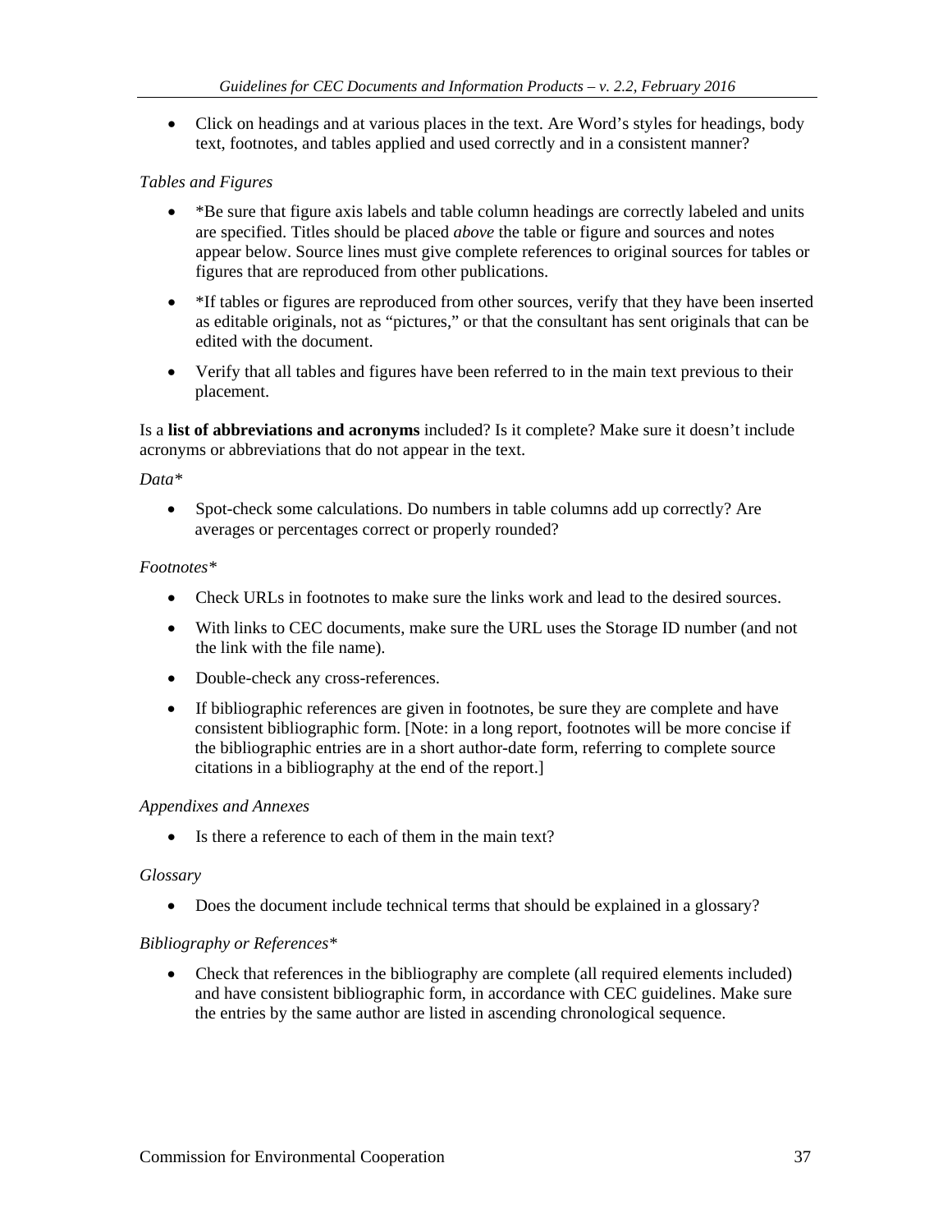- Click on headings and at various places in the text. Are Word's styles for headings, body text, footnotes, and tables applied and used correctly and in a consistent manner?

*Tables and Figures*

- *Be sure that figure axis labels and table column headings are correctly labeled and units are specified. Titles should be placed *above* the table or figure and sources and notes appear below. Source lines must give complete references to original sources for tables or figures that are reproduced from other publications.
- *If tables or figures are reproduced from other sources, verify that they have been inserted as editable originals, not as "pictures," or that the consultant has sent originals that can be edited with the document.
- Verify that all tables and figures have been referred to in the main text previous to their placement.

Is a **list of abbreviations and acronyms** included? Is it complete? Make sure it doesn't include acronyms or abbreviations that do not appear in the text.

*Data**

- Spot-check some calculations. Do numbers in table columns add up correctly? Are averages or percentages correct or properly rounded?

*Footnotes**

- Check URLs in footnotes to make sure the links work and lead to the desired sources.
- With links to CEC documents, make sure the URL uses the Storage ID number (and not the link with the file name).
- Double-check any cross-references.
- If bibliographic references are given in footnotes, be sure they are complete and have consistent bibliographic form. [Note: in a long report, footnotes will be more concise if the bibliographic entries are in a short author-date form, referring to complete source citations in a bibliography at the end of the report.]

*Appendixes and Annexes*

- Is there a reference to each of them in the main text?

*Glossary*

- Does the document include technical terms that should be explained in a glossary?

*Bibliography or References**

- Check that references in the bibliography are complete (all required elements included) and have consistent bibliographic form, in accordance with CEC guidelines. Make sure the entries by the same author are listed in ascending chronological sequence.